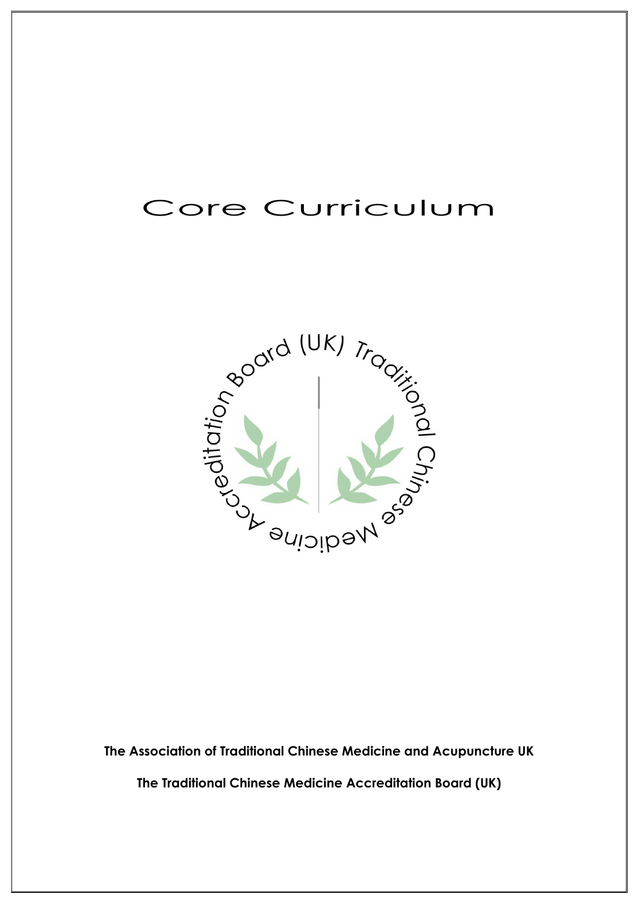# Core Curriculum

Accreditation Board (UK) Traditional Chinese Medicine

**The Association of Traditional Chinese Medicine and Acupuncture UK**

**The Traditional Chinese Medicine Accreditation Board (UK)**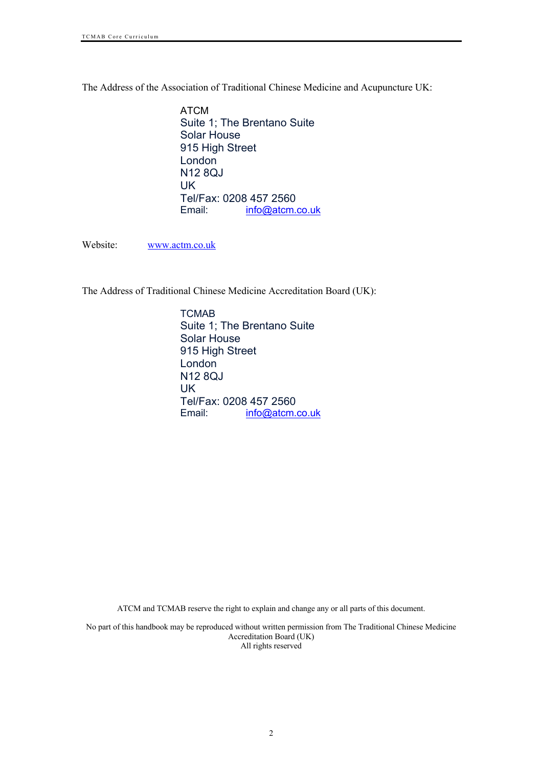The Address of the Association of Traditional Chinese Medicine and Acupuncture UK:

ATCM  
Suite 1; The Brentano Suite  
Solar House  
915 High Street  
London  
N12 8QJ  
UK  
Tel/Fax: 0208 457 2560  
Email: info@atcm.co.uk

Website: www.actm.co.uk

The Address of Traditional Chinese Medicine Accreditation Board (UK):

TCMAB  
Suite 1; The Brentano Suite  
Solar House  
915 High Street  
London  
N12 8QJ  
UK  
Tel/Fax: 0208 457 2560  
Email: info@atcm.co.uk

ATCM and TCMAB reserve the right to explain and change any or all parts of this document.

No part of this handbook may be reproduced without written permission from The Traditional Chinese Medicine Accreditation Board (UK)  
All rights reserved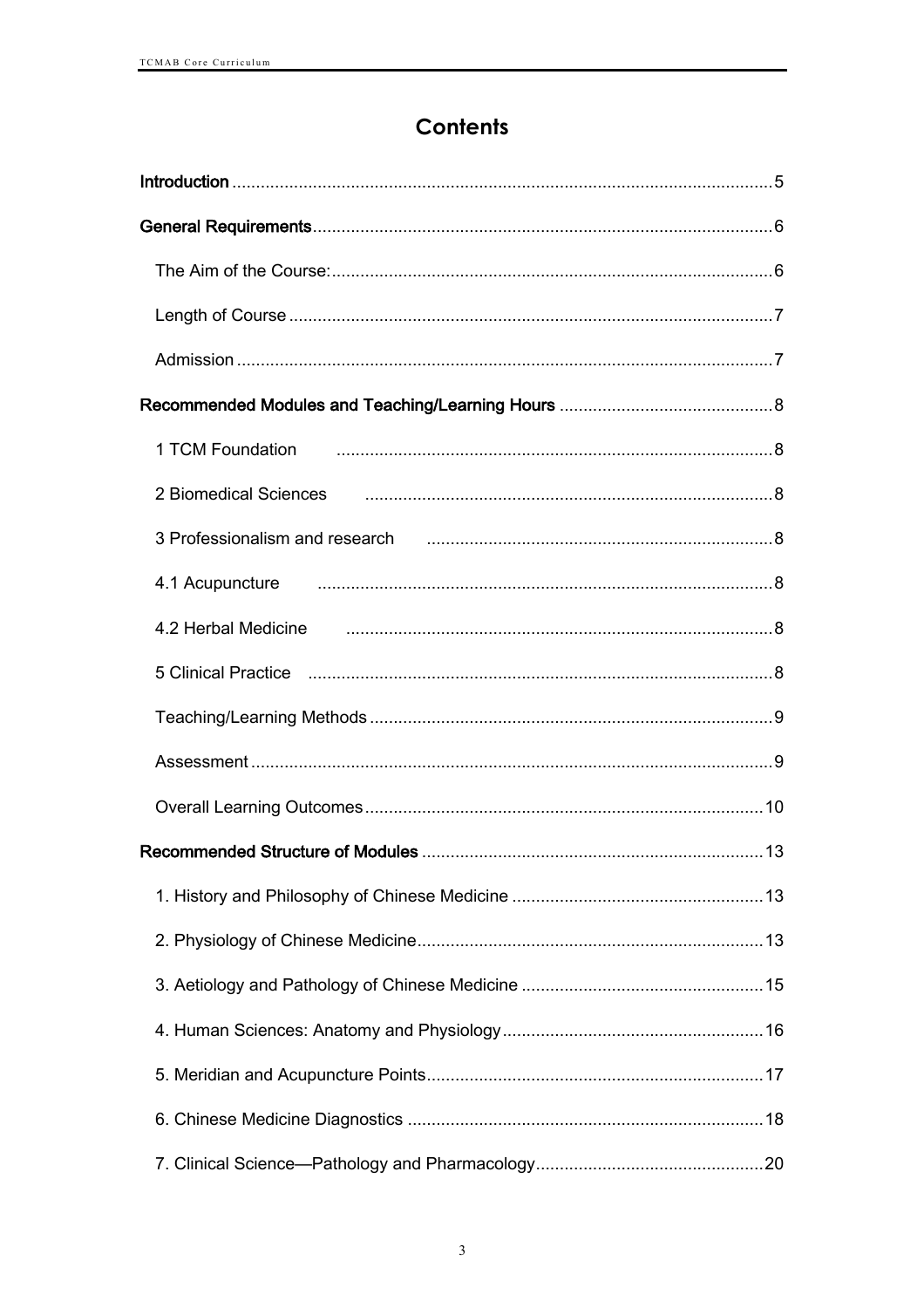# Contents

Introduction ........................................................................................................ 5

General Requirements ......................................................................................... 6

The Aim of the Course: ........................................................................................ 6

Length of Course ................................................................................................ 7

Admission ........................................................................................................... 7

Recommended Modules and Teaching/Learning Hours ............................................ 8

1 TCM Foundation .................................................................................................. 8

2 Biomedical Sciences ............................................................................................ 8

3 Professionalism and research ............................................................................ 8

4.1 Acupuncture ..................................................................................................... 8

4.2 Herbal Medicine ................................................................................................ 8

5 Clinical Practice .................................................................................................... 8

Teaching/Learning Methods .................................................................................. 9

Assessment ............................................................................................................ 9

Overall Learning Outcomes ................................................................................... 10

Recommended Structure of Modules ...................................................................... 13

1. History and Philosophy of Chinese Medicine ..................................................... 13

2. Physiology of Chinese Medicine ......................................................................... 13

3. Aetiology and Pathology of Chinese Medicine ................................................... 15

4. Human Sciences: Anatomy and Physiology ....................................................... 16

5. Meridian and Acupuncture Points ....................................................................... 17

6. Chinese Medicine Diagnostics ........................................................................... 18

7. Clinical Science—Pathology and Pharmacology ................................................ 20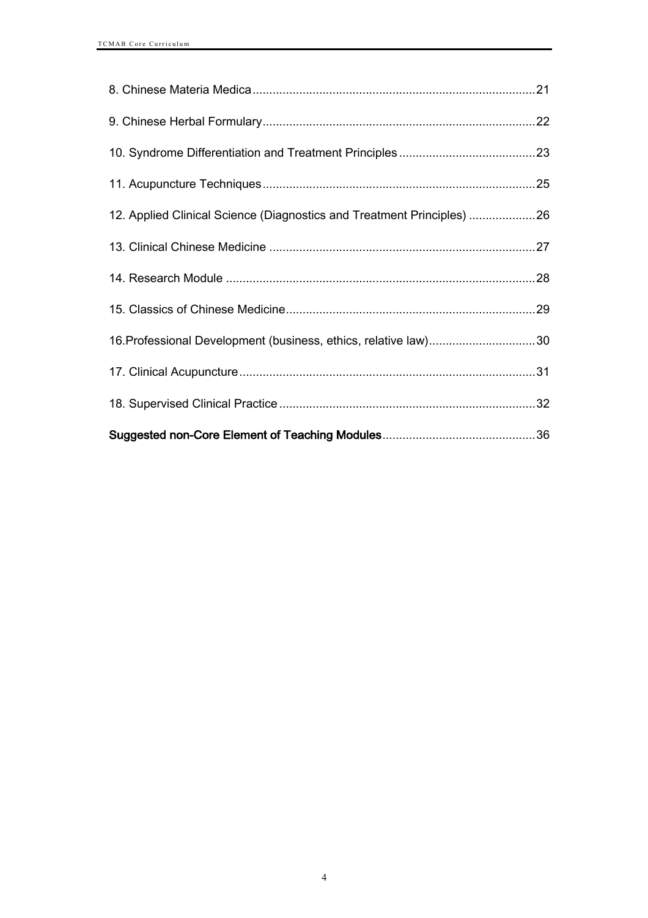8. Chinese Materia Medica ....................................................................................21

9. Chinese Herbal Formulary.................................................................................22

10. Syndrome Differentiation and Treatment Principles .........................................23

11. Acupuncture Techniques.................................................................................25

12. Applied Clinical Science (Diagnostics and Treatment Principles) ....................26

13. Clinical Chinese Medicine ...............................................................................27

14. Research Module ............................................................................................28

15. Classics of Chinese Medicine..........................................................................29

16.Professional Development (business, ethics, relative law)................................30

17. Clinical Acupuncture........................................................................................31

18. Supervised Clinical Practice ............................................................................32

**Suggested non-Core Element of Teaching Modules**.............................................36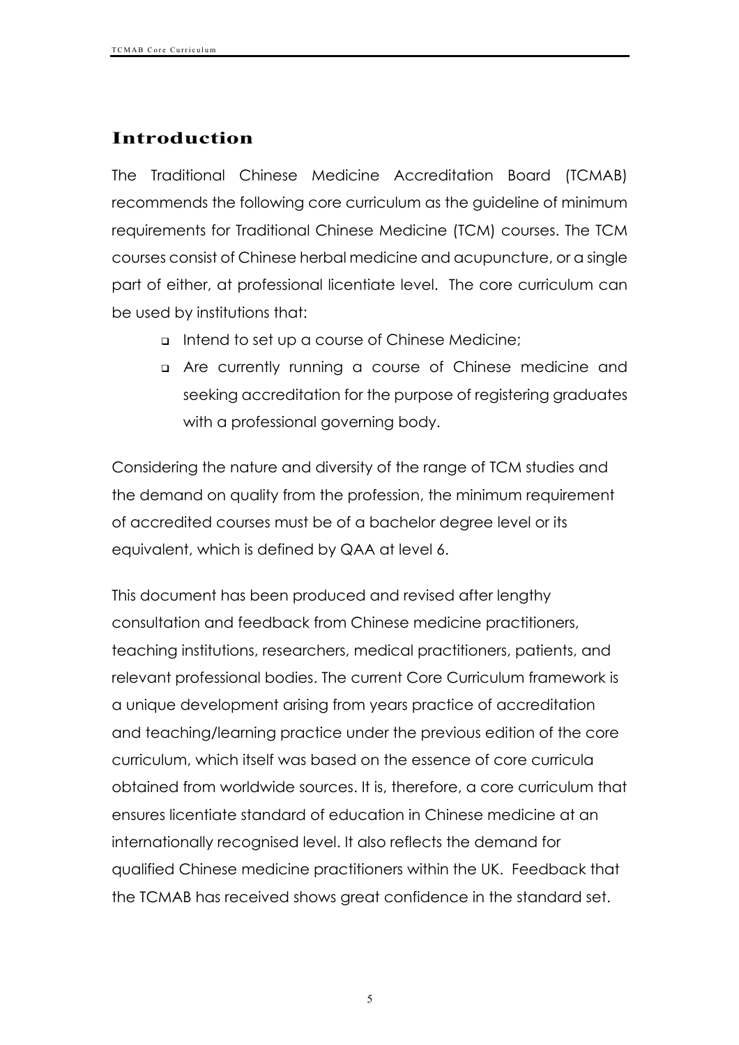## Introduction

The Traditional Chinese Medicine Accreditation Board (TCMAB) recommends the following core curriculum as the guideline of minimum requirements for Traditional Chinese Medicine (TCM) courses. The TCM courses consist of Chinese herbal medicine and acupuncture, or a single part of either, at professional licentiate level. The core curriculum can be used by institutions that:

- Intend to set up a course of Chinese Medicine;
- Are currently running a course of Chinese medicine and seeking accreditation for the purpose of registering graduates with a professional governing body.

Considering the nature and diversity of the range of TCM studies and the demand on quality from the profession, the minimum requirement of accredited courses must be of a bachelor degree level or its equivalent, which is defined by QAA at level 6.

This document has been produced and revised after lengthy consultation and feedback from Chinese medicine practitioners, teaching institutions, researchers, medical practitioners, patients, and relevant professional bodies. The current Core Curriculum framework is a unique development arising from years practice of accreditation and teaching/learning practice under the previous edition of the core curriculum, which itself was based on the essence of core curricula obtained from worldwide sources. It is, therefore, a core curriculum that ensures licentiate standard of education in Chinese medicine at an internationally recognised level. It also reflects the demand for qualified Chinese medicine practitioners within the UK. Feedback that the TCMAB has received shows great confidence in the standard set.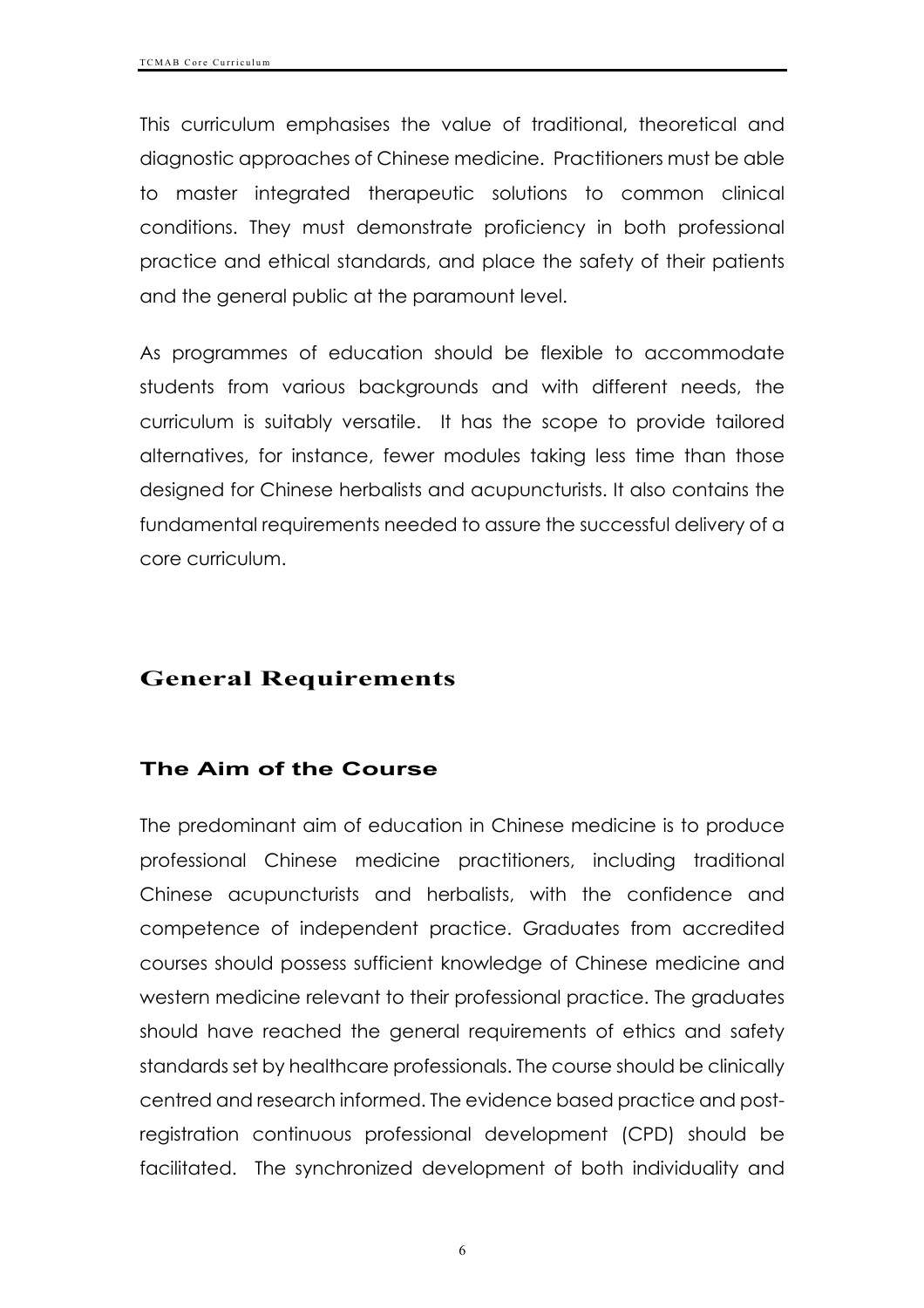This curriculum emphasises the value of traditional, theoretical and diagnostic approaches of Chinese medicine. Practitioners must be able to master integrated therapeutic solutions to common clinical conditions. They must demonstrate proficiency in both professional practice and ethical standards, and place the safety of their patients and the general public at the paramount level.

As programmes of education should be flexible to accommodate students from various backgrounds and with different needs, the curriculum is suitably versatile. It has the scope to provide tailored alternatives, for instance, fewer modules taking less time than those designed for Chinese herbalists and acupuncturists. It also contains the fundamental requirements needed to assure the successful delivery of a core curriculum.

## General Requirements

### The Aim of the Course

The predominant aim of education in Chinese medicine is to produce professional Chinese medicine practitioners, including traditional Chinese acupuncturists and herbalists, with the confidence and competence of independent practice. Graduates from accredited courses should possess sufficient knowledge of Chinese medicine and western medicine relevant to their professional practice. The graduates should have reached the general requirements of ethics and safety standards set by healthcare professionals. The course should be clinically centred and research informed. The evidence based practice and post-registration continuous professional development (CPD) should be facilitated. The synchronized development of both individuality and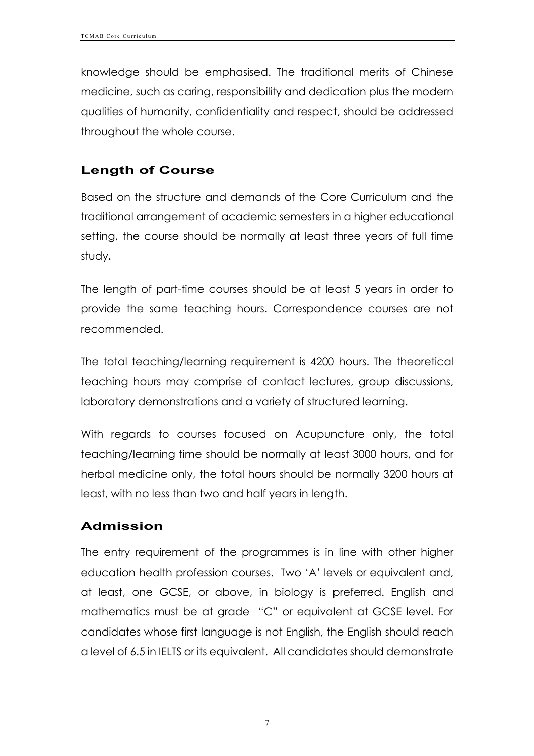knowledge should be emphasised. The traditional merits of Chinese medicine, such as caring, responsibility and dedication plus the modern qualities of humanity, confidentiality and respect, should be addressed throughout the whole course.

## Length of Course

Based on the structure and demands of the Core Curriculum and the traditional arrangement of academic semesters in a higher educational setting, the course should be normally at least three years of full time study**.**

The length of part-time courses should be at least 5 years in order to provide the same teaching hours. Correspondence courses are not recommended.

The total teaching/learning requirement is 4200 hours. The theoretical teaching hours may comprise of contact lectures, group discussions, laboratory demonstrations and a variety of structured learning.

With regards to courses focused on Acupuncture only, the total teaching/learning time should be normally at least 3000 hours, and for herbal medicine only, the total hours should be normally 3200 hours at least, with no less than two and half years in length.

## Admission

The entry requirement of the programmes is in line with other higher education health profession courses. Two 'A' levels or equivalent and, at least, one GCSE, or above, in biology is preferred. English and mathematics must be at grade "C" or equivalent at GCSE level. For candidates whose first language is not English, the English should reach a level of 6.5 in IELTS or its equivalent. All candidates should demonstrate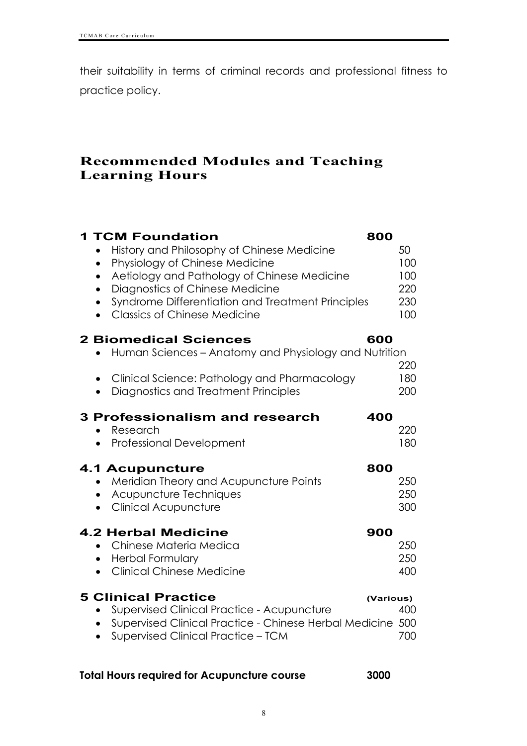their suitability in terms of criminal records and professional fitness to practice policy.

## Recommended Modules and Teaching Learning Hours

### 1 TCM Foundation — 800

- History and Philosophy of Chinese Medicine — 50
- Physiology of Chinese Medicine — 100
- Aetiology and Pathology of Chinese Medicine — 100
- Diagnostics of Chinese Medicine — 220
- Syndrome Differentiation and Treatment Principles — 230
- Classics of Chinese Medicine — 100

### 2 Biomedical Sciences — 600

- Human Sciences – Anatomy and Physiology and Nutrition — 220
- Clinical Science: Pathology and Pharmacology — 180
- Diagnostics and Treatment Principles — 200

### 3 Professionalism and research — 400

- Research — 220
- Professional Development — 180

### 4.1 Acupuncture — 800

- Meridian Theory and Acupuncture Points — 250
- Acupuncture Techniques — 250
- Clinical Acupuncture — 300

### 4.2 Herbal Medicine — 900

- Chinese Materia Medica — 250
- Herbal Formulary — 250
- Clinical Chinese Medicine — 400

### 5 Clinical Practice — (Various)

- Supervised Clinical Practice - Acupuncture — 400
- Supervised Clinical Practice - Chinese Herbal Medicine — 500
- Supervised Clinical Practice – TCM — 700

**Total Hours required for Acupuncture course — 3000**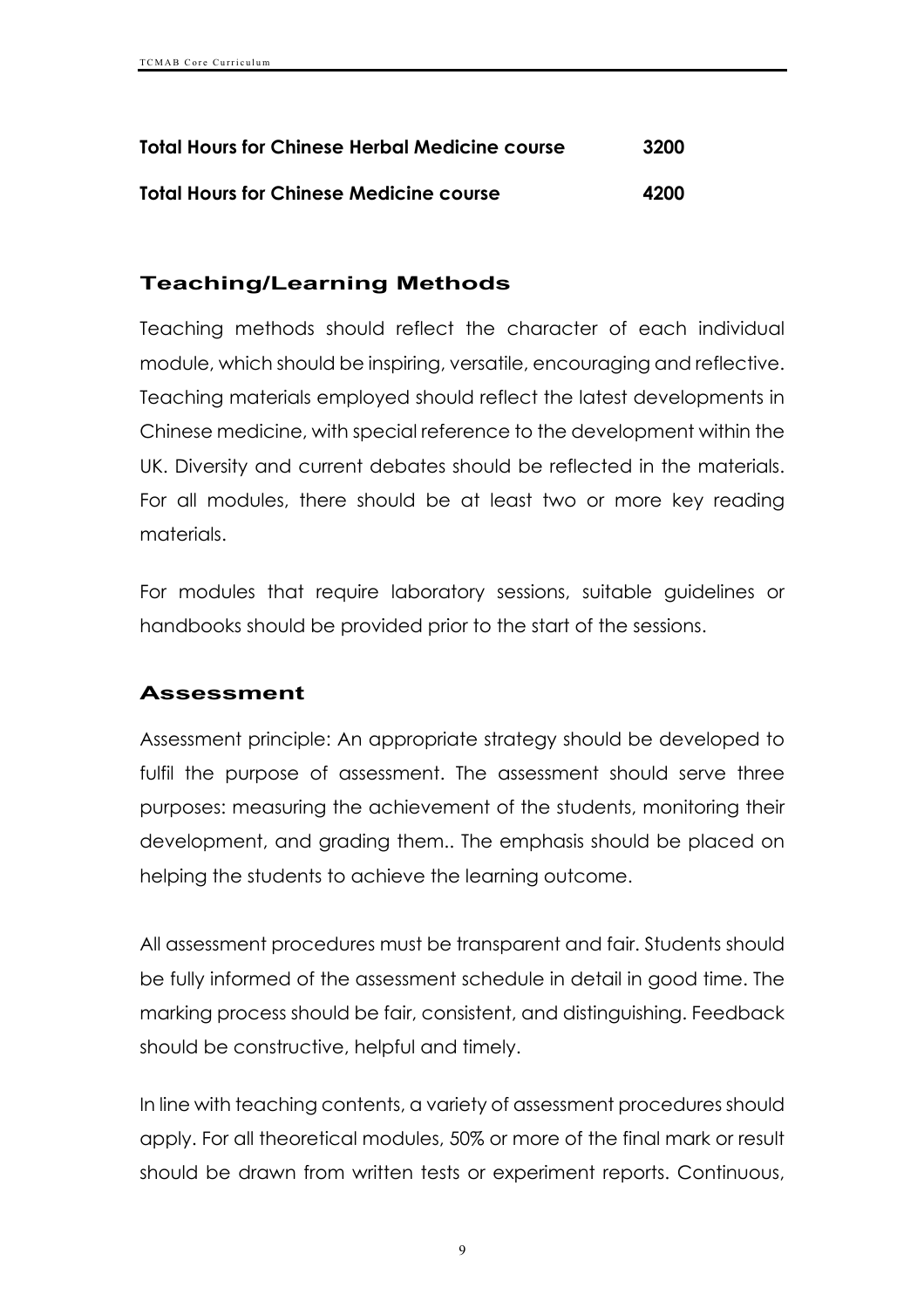| | |
|---|---|
| **Total Hours for Chinese Herbal Medicine course** | **3200** |
| **Total Hours for Chinese Medicine course** | **4200** |

## Teaching/Learning Methods

Teaching methods should reflect the character of each individual module, which should be inspiring, versatile, encouraging and reflective. Teaching materials employed should reflect the latest developments in Chinese medicine, with special reference to the development within the UK. Diversity and current debates should be reflected in the materials. For all modules, there should be at least two or more key reading materials.

For modules that require laboratory sessions, suitable guidelines or handbooks should be provided prior to the start of the sessions.

## Assessment

Assessment principle: An appropriate strategy should be developed to fulfil the purpose of assessment. The assessment should serve three purposes: measuring the achievement of the students, monitoring their development, and grading them.. The emphasis should be placed on helping the students to achieve the learning outcome.

All assessment procedures must be transparent and fair. Students should be fully informed of the assessment schedule in detail in good time. The marking process should be fair, consistent, and distinguishing. Feedback should be constructive, helpful and timely.

In line with teaching contents, a variety of assessment procedures should apply. For all theoretical modules, 50% or more of the final mark or result should be drawn from written tests or experiment reports. Continuous,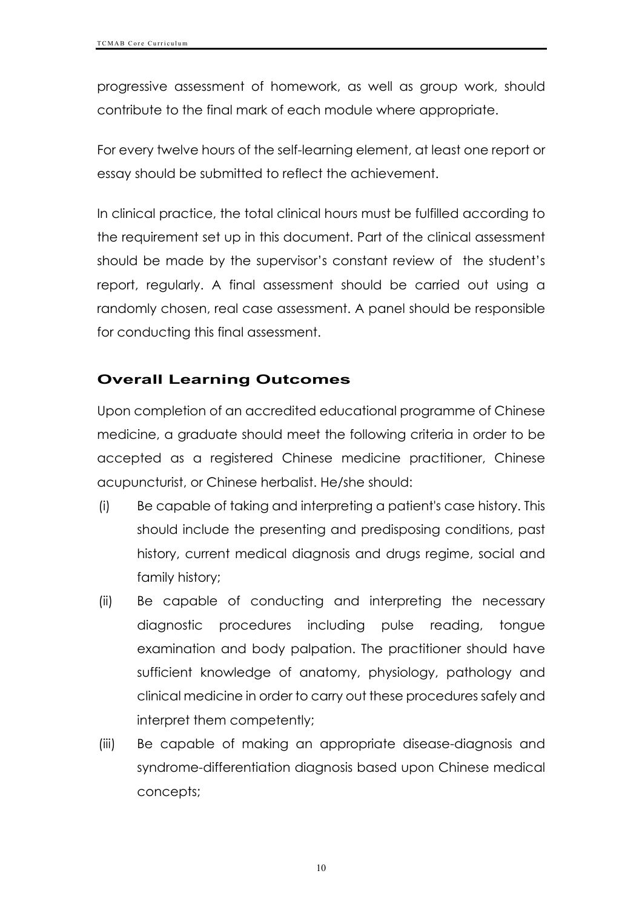progressive assessment of homework, as well as group work, should contribute to the final mark of each module where appropriate.

For every twelve hours of the self-learning element, at least one report or essay should be submitted to reflect the achievement.

In clinical practice, the total clinical hours must be fulfilled according to the requirement set up in this document. Part of the clinical assessment should be made by the supervisor's constant review of the student's report, regularly. A final assessment should be carried out using a randomly chosen, real case assessment. A panel should be responsible for conducting this final assessment.

## Overall Learning Outcomes

Upon completion of an accredited educational programme of Chinese medicine, a graduate should meet the following criteria in order to be accepted as a registered Chinese medicine practitioner, Chinese acupuncturist, or Chinese herbalist. He/she should:

(i) Be capable of taking and interpreting a patient's case history. This should include the presenting and predisposing conditions, past history, current medical diagnosis and drugs regime, social and family history;

(ii) Be capable of conducting and interpreting the necessary diagnostic procedures including pulse reading, tongue examination and body palpation. The practitioner should have sufficient knowledge of anatomy, physiology, pathology and clinical medicine in order to carry out these procedures safely and interpret them competently;

(iii) Be capable of making an appropriate disease-diagnosis and syndrome-differentiation diagnosis based upon Chinese medical concepts;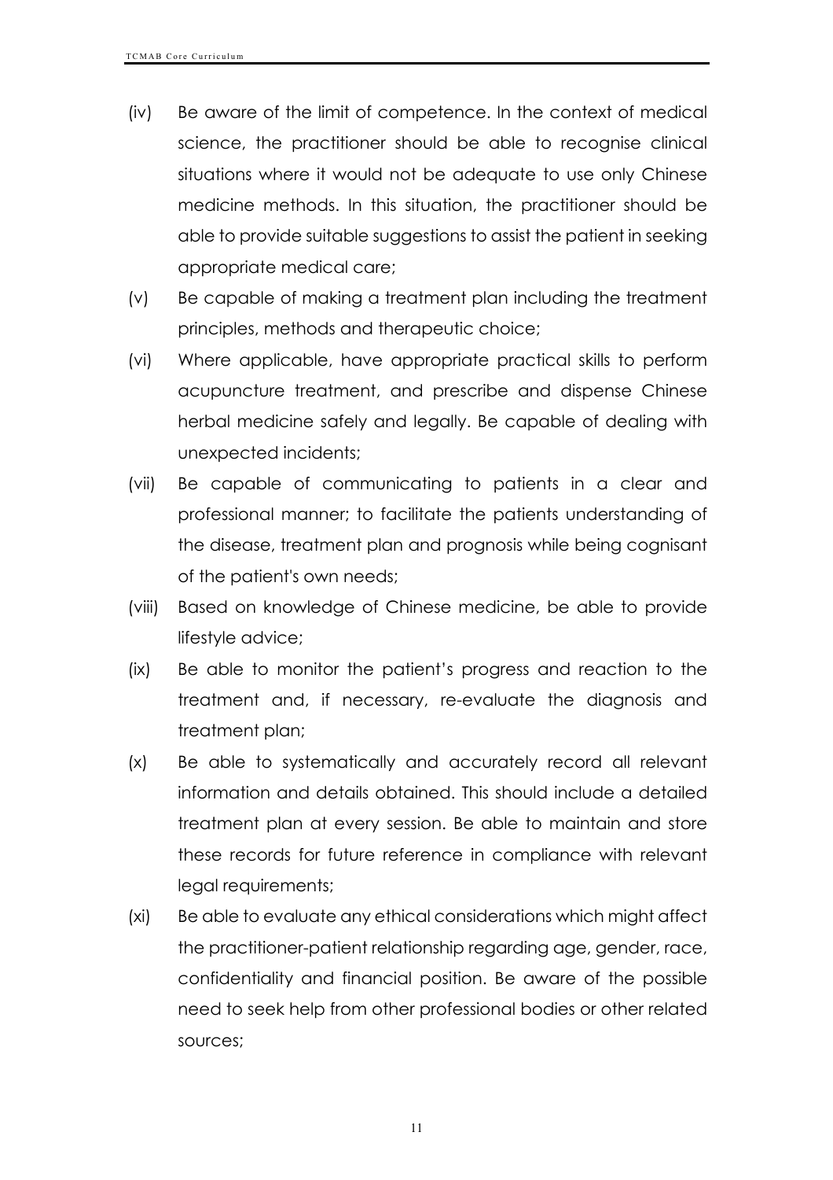(iv) Be aware of the limit of competence. In the context of medical science, the practitioner should be able to recognise clinical situations where it would not be adequate to use only Chinese medicine methods. In this situation, the practitioner should be able to provide suitable suggestions to assist the patient in seeking appropriate medical care;

(v) Be capable of making a treatment plan including the treatment principles, methods and therapeutic choice;

(vi) Where applicable, have appropriate practical skills to perform acupuncture treatment, and prescribe and dispense Chinese herbal medicine safely and legally. Be capable of dealing with unexpected incidents;

(vii) Be capable of communicating to patients in a clear and professional manner; to facilitate the patients understanding of the disease, treatment plan and prognosis while being cognisant of the patient's own needs;

(viii) Based on knowledge of Chinese medicine, be able to provide lifestyle advice;

(ix) Be able to monitor the patient's progress and reaction to the treatment and, if necessary, re-evaluate the diagnosis and treatment plan;

(x) Be able to systematically and accurately record all relevant information and details obtained. This should include a detailed treatment plan at every session. Be able to maintain and store these records for future reference in compliance with relevant legal requirements;

(xi) Be able to evaluate any ethical considerations which might affect the practitioner-patient relationship regarding age, gender, race, confidentiality and financial position. Be aware of the possible need to seek help from other professional bodies or other related sources;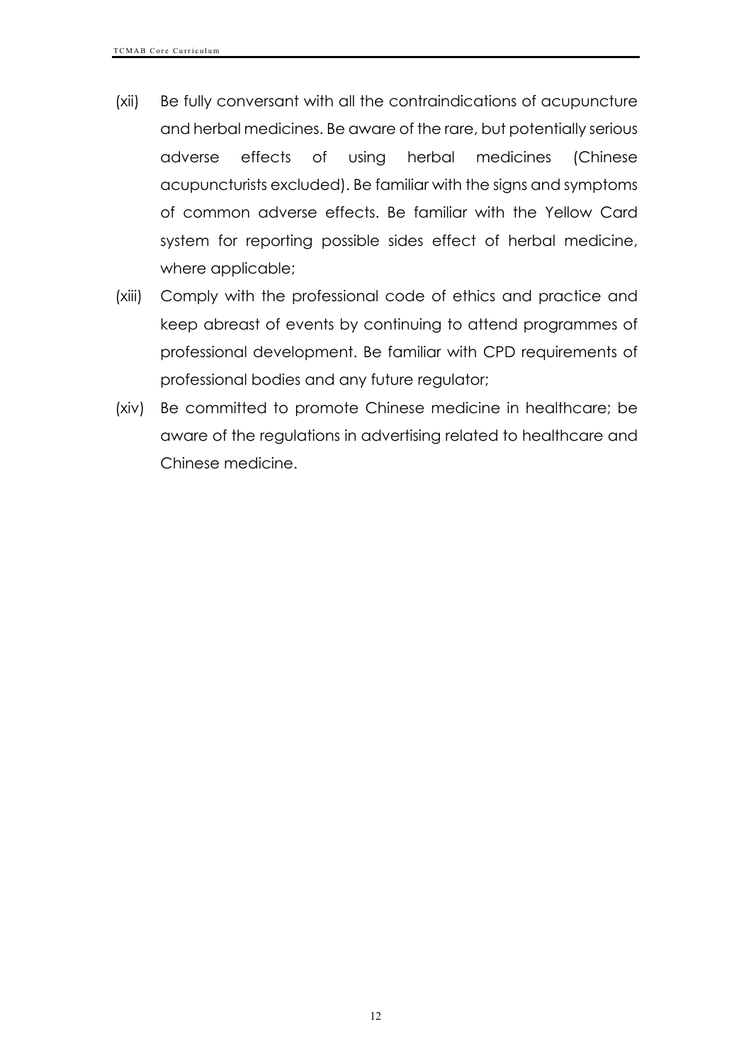(xii) Be fully conversant with all the contraindications of acupuncture and herbal medicines. Be aware of the rare, but potentially serious adverse effects of using herbal medicines (Chinese acupuncturists excluded). Be familiar with the signs and symptoms of common adverse effects. Be familiar with the Yellow Card system for reporting possible sides effect of herbal medicine, where applicable;

(xiii) Comply with the professional code of ethics and practice and keep abreast of events by continuing to attend programmes of professional development. Be familiar with CPD requirements of professional bodies and any future regulator;

(xiv) Be committed to promote Chinese medicine in healthcare; be aware of the regulations in advertising related to healthcare and Chinese medicine.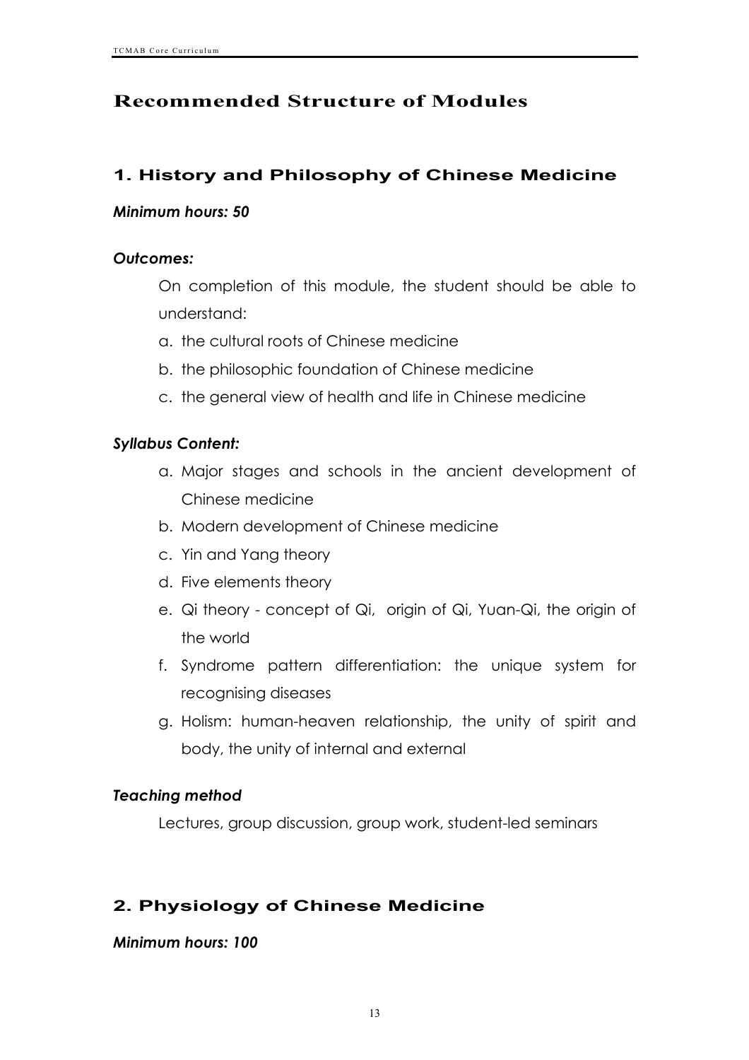# Recommended Structure of Modules

## 1. History and Philosophy of Chinese Medicine

***Minimum hours: 50***

***Outcomes:***

On completion of this module, the student should be able to understand:

a. the cultural roots of Chinese medicine
b. the philosophic foundation of Chinese medicine
c. the general view of health and life in Chinese medicine

***Syllabus Content:***

a. Major stages and schools in the ancient development of Chinese medicine
b. Modern development of Chinese medicine
c. Yin and Yang theory
d. Five elements theory
e. Qi theory - concept of Qi, origin of Qi, Yuan-Qi, the origin of the world
f. Syndrome pattern differentiation: the unique system for recognising diseases
g. Holism: human-heaven relationship, the unity of spirit and body, the unity of internal and external

***Teaching method***

Lectures, group discussion, group work, student-led seminars

## 2. Physiology of Chinese Medicine

***Minimum hours: 100***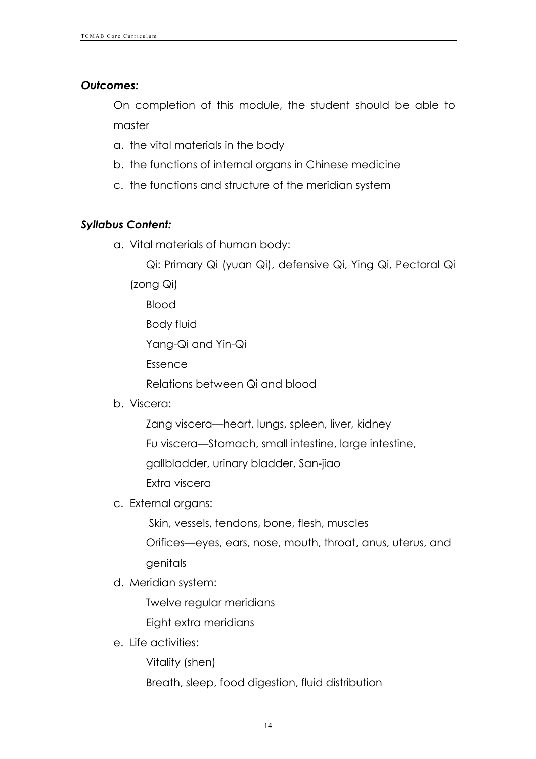***Outcomes:***

On completion of this module, the student should be able to master

a. the vital materials in the body
b. the functions of internal organs in Chinese medicine
c. the functions and structure of the meridian system

***Syllabus Content:***

a. Vital materials of human body:

    Qi: Primary Qi (yuan Qi), defensive Qi, Ying Qi, Pectoral Qi (zong Qi)

    Blood

    Body fluid

    Yang-Qi and Yin-Qi

    Essence

    Relations between Qi and blood

b. Viscera:

    Zang viscera—heart, lungs, spleen, liver, kidney

    Fu viscera—Stomach, small intestine, large intestine, gallbladder, urinary bladder, San-jiao

    Extra viscera

c. External organs:

    Skin, vessels, tendons, bone, flesh, muscles

    Orifices—eyes, ears, nose, mouth, throat, anus, uterus, and genitals

d. Meridian system:

    Twelve regular meridians

    Eight extra meridians

e. Life activities:

    Vitality (shen)

    Breath, sleep, food digestion, fluid distribution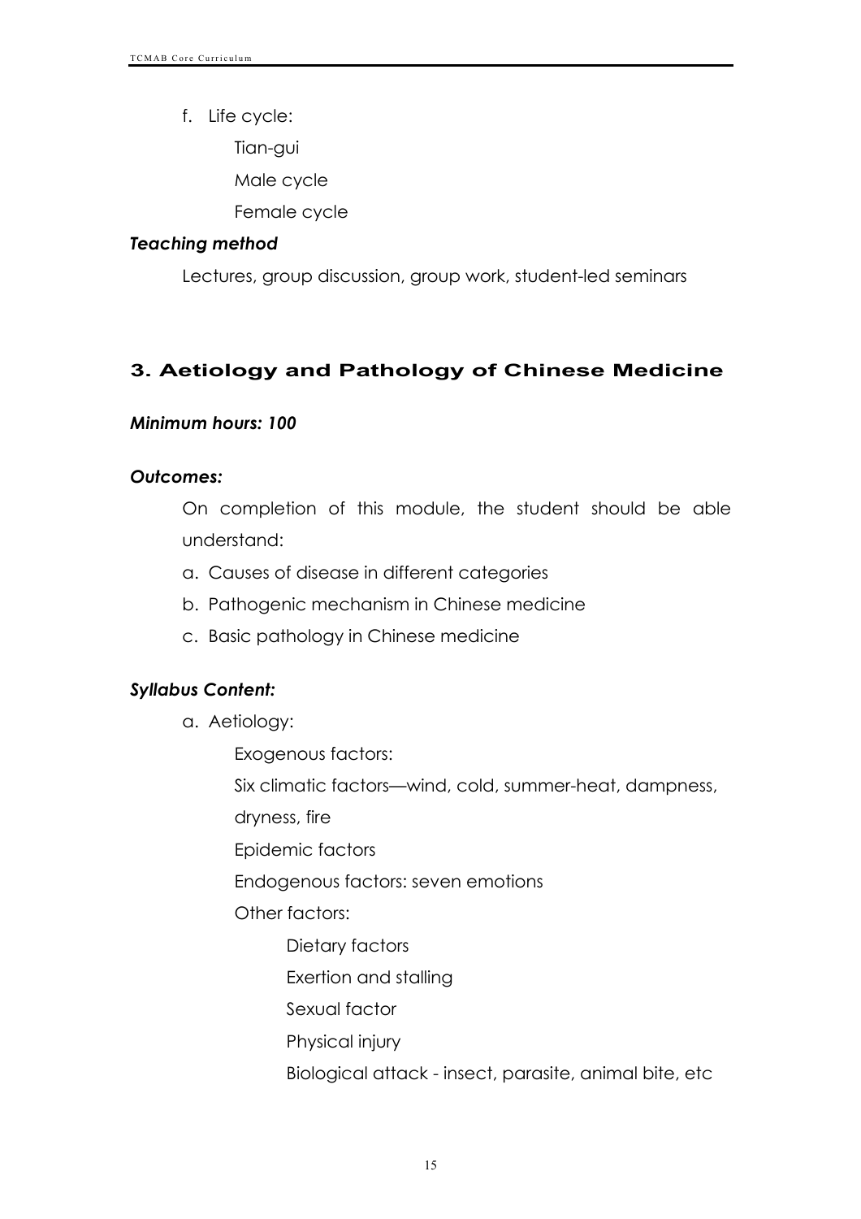f. Life cycle:

    Tian-gui

    Male cycle

    Female cycle

***Teaching method***

Lectures, group discussion, group work, student-led seminars

## 3. Aetiology and Pathology of Chinese Medicine

***Minimum hours: 100***

***Outcomes:***

On completion of this module, the student should be able understand:

a. Causes of disease in different categories
b. Pathogenic mechanism in Chinese medicine
c. Basic pathology in Chinese medicine

***Syllabus Content:***

a. Aetiology:

    Exogenous factors:

    Six climatic factors—wind, cold, summer-heat, dampness, dryness, fire

    Epidemic factors

    Endogenous factors: seven emotions

    Other factors:

        Dietary factors

        Exertion and stalling

        Sexual factor

        Physical injury

        Biological attack - insect, parasite, animal bite, etc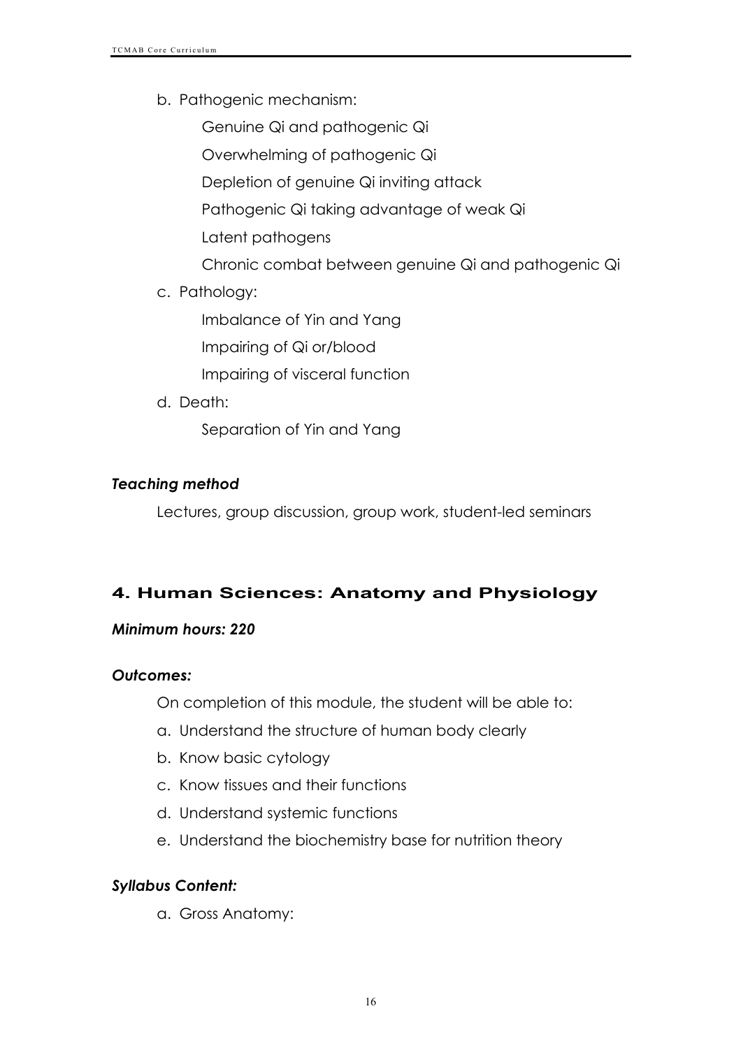b. Pathogenic mechanism:

    Genuine Qi and pathogenic Qi

    Overwhelming of pathogenic Qi

    Depletion of genuine Qi inviting attack

    Pathogenic Qi taking advantage of weak Qi

    Latent pathogens

    Chronic combat between genuine Qi and pathogenic Qi

c. Pathology:

    Imbalance of Yin and Yang

    Impairing of Qi or/blood

    Impairing of visceral function

d. Death:

    Separation of Yin and Yang

***Teaching method***

Lectures, group discussion, group work, student-led seminars

## 4. Human Sciences: Anatomy and Physiology

***Minimum hours: 220***

***Outcomes:***

On completion of this module, the student will be able to:

a. Understand the structure of human body clearly
b. Know basic cytology
c. Know tissues and their functions
d. Understand systemic functions
e. Understand the biochemistry base for nutrition theory

***Syllabus Content:***

a. Gross Anatomy: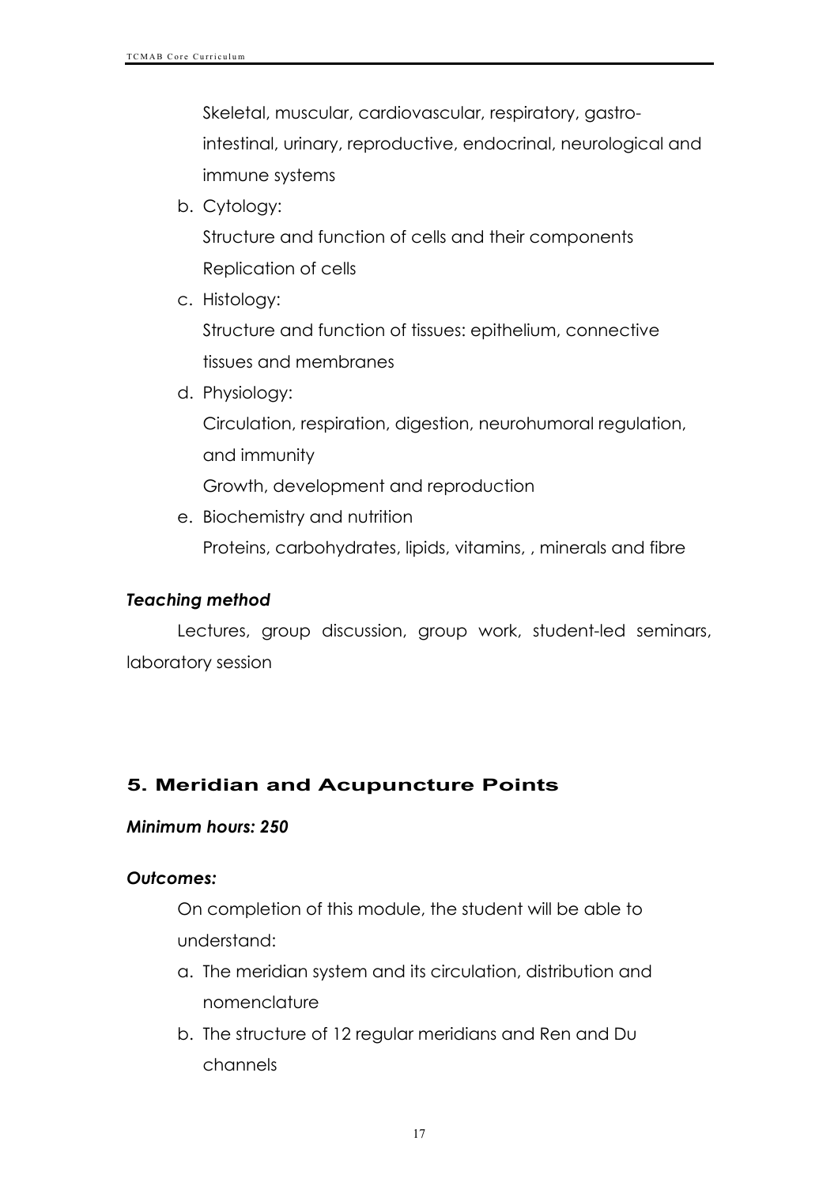Skeletal, muscular, cardiovascular, respiratory, gastro-intestinal, urinary, reproductive, endocrinal, neurological and immune systems

b. Cytology:

   Structure and function of cells and their components

   Replication of cells

c. Histology:

   Structure and function of tissues: epithelium, connective tissues and membranes

d. Physiology:

   Circulation, respiration, digestion, neurohumoral regulation, and immunity

   Growth, development and reproduction

e. Biochemistry and nutrition

   Proteins, carbohydrates, lipids, vitamins, , minerals and fibre

***Teaching method***

Lectures, group discussion, group work, student-led seminars, laboratory session

## 5. Meridian and Acupuncture Points

***Minimum hours: 250***

***Outcomes:***

On completion of this module, the student will be able to understand:

a. The meridian system and its circulation, distribution and nomenclature
b. The structure of 12 regular meridians and Ren and Du channels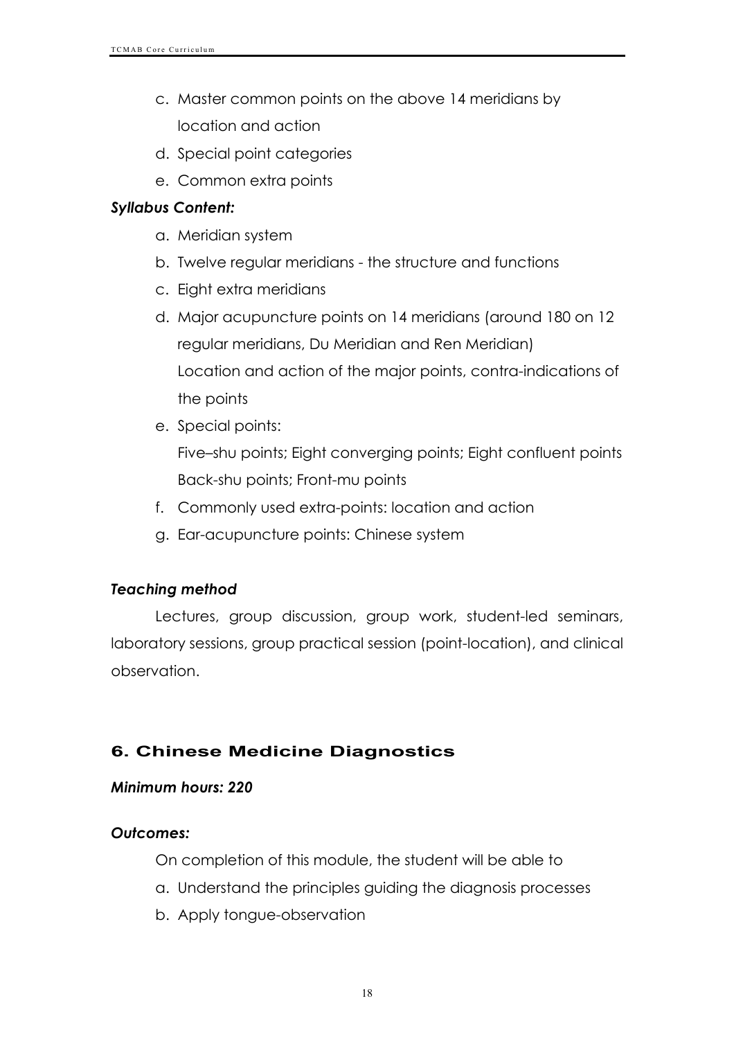c. Master common points on the above 14 meridians by location and action
d. Special point categories
e. Common extra points

***Syllabus Content:***

a. Meridian system
b. Twelve regular meridians - the structure and functions
c. Eight extra meridians
d. Major acupuncture points on 14 meridians (around 180 on 12 regular meridians, Du Meridian and Ren Meridian)
   Location and action of the major points, contra-indications of the points
e. Special points:
   Five–shu points; Eight converging points; Eight confluent points
   Back-shu points; Front-mu points
f. Commonly used extra-points: location and action
g. Ear-acupuncture points: Chinese system

***Teaching method***

Lectures, group discussion, group work, student-led seminars, laboratory sessions, group practical session (point-location), and clinical observation.

## 6. Chinese Medicine Diagnostics

***Minimum hours: 220***

***Outcomes:***

On completion of this module, the student will be able to

a. Understand the principles guiding the diagnosis processes
b. Apply tongue-observation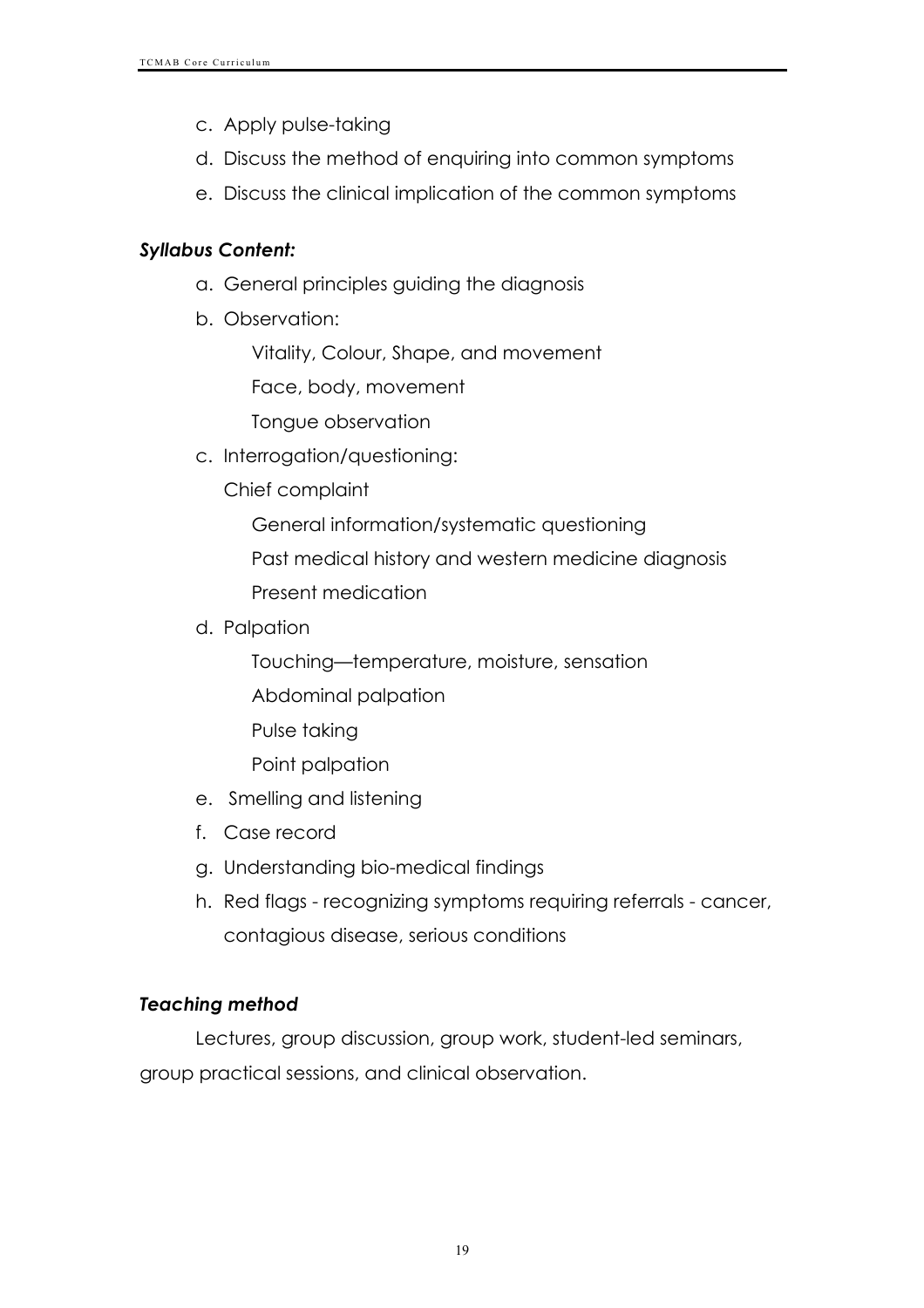c. Apply pulse-taking
d. Discuss the method of enquiring into common symptoms
e. Discuss the clinical implication of the common symptoms

***Syllabus Content:***

a. General principles guiding the diagnosis
b. Observation:
    - Vitality, Colour, Shape, and movement
    - Face, body, movement
    - Tongue observation
c. Interrogation/questioning:
    - Chief complaint
        - General information/systematic questioning
        - Past medical history and western medicine diagnosis
        - Present medication
d. Palpation
    - Touching—temperature, moisture, sensation
    - Abdominal palpation
    - Pulse taking
    - Point palpation
e. Smelling and listening
f. Case record
g. Understanding bio-medical findings
h. Red flags - recognizing symptoms requiring referrals - cancer, contagious disease, serious conditions

***Teaching method***

Lectures, group discussion, group work, student-led seminars, group practical sessions, and clinical observation.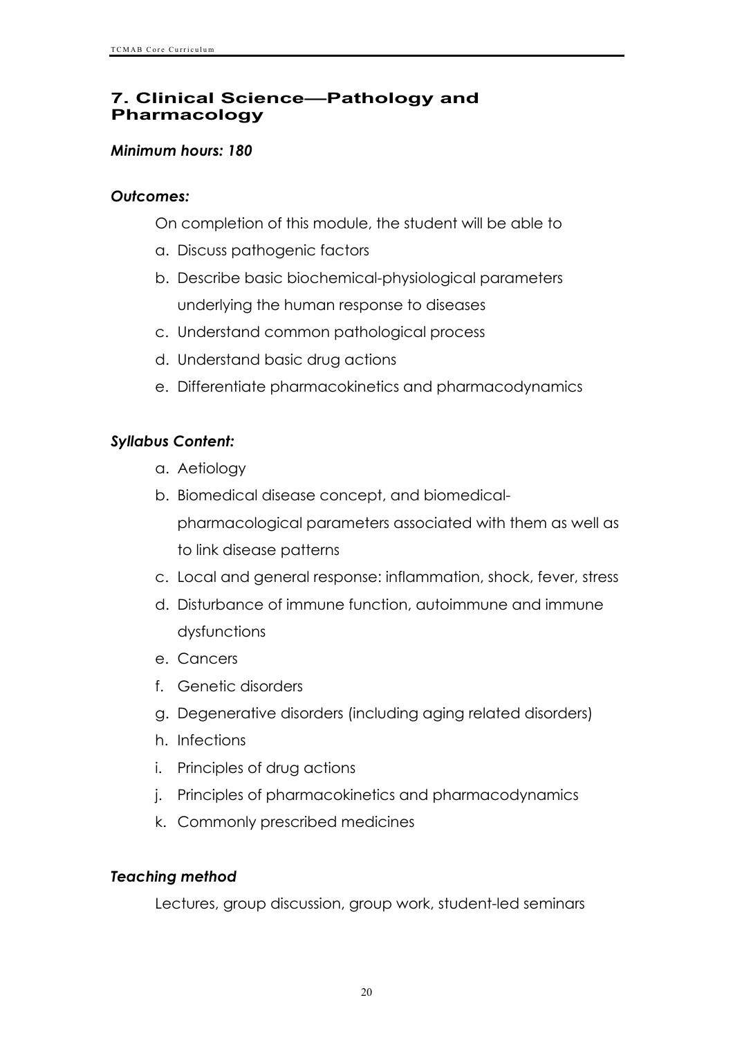## 7. Clinical Science—Pathology and Pharmacology

***Minimum hours: 180***

***Outcomes:***

On completion of this module, the student will be able to

a. Discuss pathogenic factors
b. Describe basic biochemical-physiological parameters underlying the human response to diseases
c. Understand common pathological process
d. Understand basic drug actions
e. Differentiate pharmacokinetics and pharmacodynamics

***Syllabus Content:***

a. Aetiology
b. Biomedical disease concept, and biomedical-pharmacological parameters associated with them as well as to link disease patterns
c. Local and general response: inflammation, shock, fever, stress
d. Disturbance of immune function, autoimmune and immune dysfunctions
e. Cancers
f. Genetic disorders
g. Degenerative disorders (including aging related disorders)
h. Infections
i. Principles of drug actions
j. Principles of pharmacokinetics and pharmacodynamics
k. Commonly prescribed medicines

***Teaching method***

Lectures, group discussion, group work, student-led seminars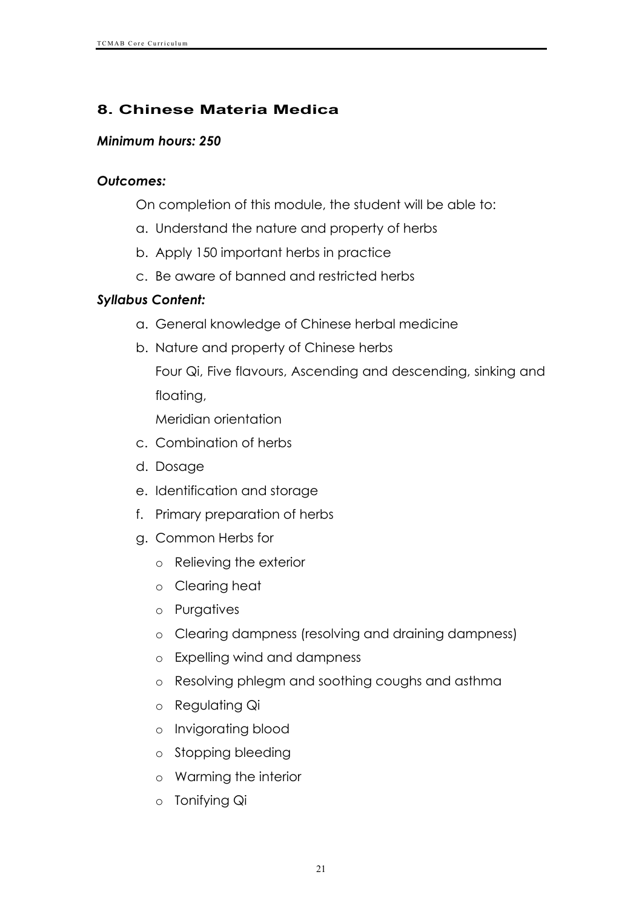## 8. Chinese Materia Medica

***Minimum hours: 250***

***Outcomes:***

On completion of this module, the student will be able to:

a. Understand the nature and property of herbs
b. Apply 150 important herbs in practice
c. Be aware of banned and restricted herbs

***Syllabus Content:***

a. General knowledge of Chinese herbal medicine
b. Nature and property of Chinese herbs

   Four Qi, Five flavours, Ascending and descending, sinking and floating,

   Meridian orientation
c. Combination of herbs
d. Dosage
e. Identification and storage
f. Primary preparation of herbs
g. Common Herbs for
   - Relieving the exterior
   - Clearing heat
   - Purgatives
   - Clearing dampness (resolving and draining dampness)
   - Expelling wind and dampness
   - Resolving phlegm and soothing coughs and asthma
   - Regulating Qi
   - Invigorating blood
   - Stopping bleeding
   - Warming the interior
   - Tonifying Qi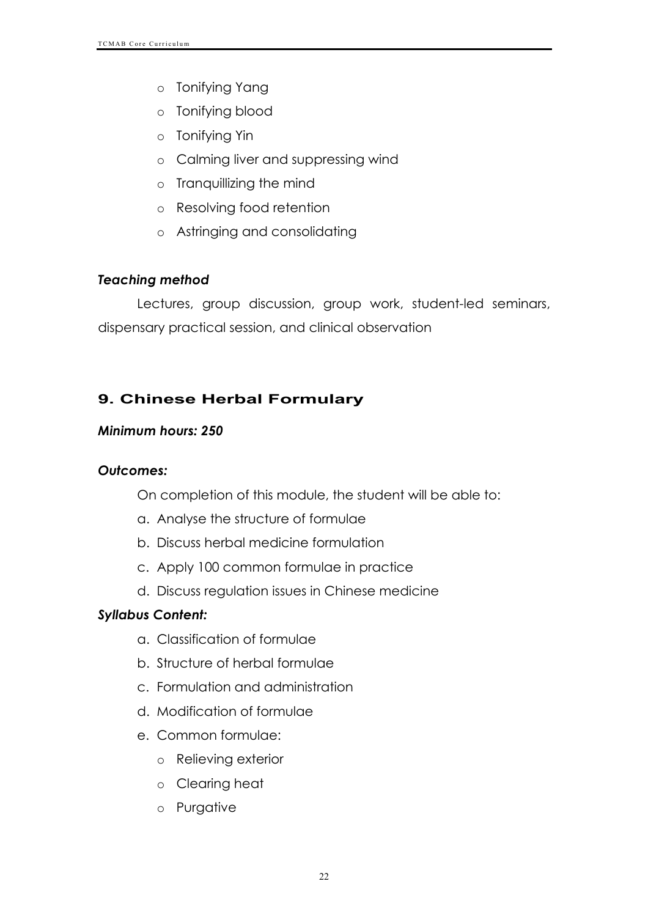- Tonifying Yang
- Tonifying blood
- Tonifying Yin
- Calming liver and suppressing wind
- Tranquillizing the mind
- Resolving food retention
- Astringing and consolidating

***Teaching method***

Lectures, group discussion, group work, student-led seminars, dispensary practical session, and clinical observation

## 9. Chinese Herbal Formulary

***Minimum hours: 250***

***Outcomes:***

On completion of this module, the student will be able to:

a. Analyse the structure of formulae
b. Discuss herbal medicine formulation
c. Apply 100 common formulae in practice
d. Discuss regulation issues in Chinese medicine

***Syllabus Content:***

a. Classification of formulae
b. Structure of herbal formulae
c. Formulation and administration
d. Modification of formulae
e. Common formulae:
   - Relieving exterior
   - Clearing heat
   - Purgative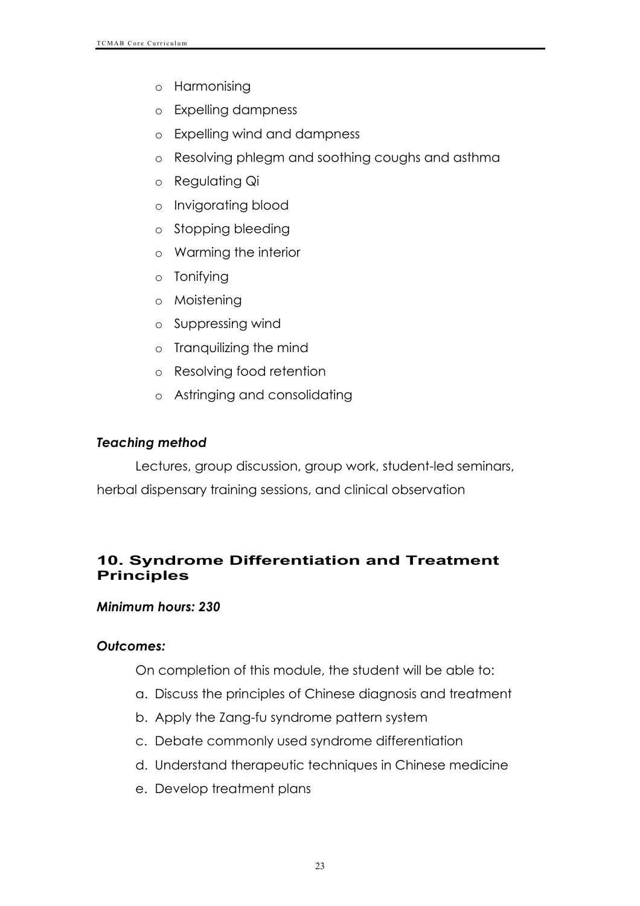- Harmonising
- Expelling dampness
- Expelling wind and dampness
- Resolving phlegm and soothing coughs and asthma
- Regulating Qi
- Invigorating blood
- Stopping bleeding
- Warming the interior
- Tonifying
- Moistening
- Suppressing wind
- Tranquilizing the mind
- Resolving food retention
- Astringing and consolidating

### *Teaching method*

Lectures, group discussion, group work, student-led seminars, herbal dispensary training sessions, and clinical observation

## 10. Syndrome Differentiation and Treatment Principles

### *Minimum hours: 230*

### *Outcomes:*

On completion of this module, the student will be able to:

a. Discuss the principles of Chinese diagnosis and treatment
b. Apply the Zang-fu syndrome pattern system
c. Debate commonly used syndrome differentiation
d. Understand therapeutic techniques in Chinese medicine
e. Develop treatment plans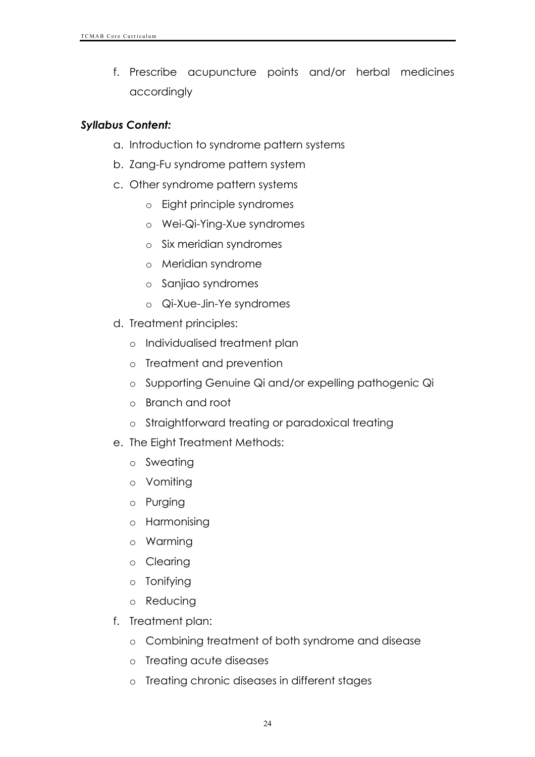f. Prescribe acupuncture points and/or herbal medicines accordingly

***Syllabus Content:***

a. Introduction to syndrome pattern systems
b. Zang-Fu syndrome pattern system
c. Other syndrome pattern systems
    - Eight principle syndromes
    - Wei-Qi-Ying-Xue syndromes
    - Six meridian syndromes
    - Meridian syndrome
    - Sanjiao syndromes
    - Qi-Xue-Jin-Ye syndromes
d. Treatment principles:
    - Individualised treatment plan
    - Treatment and prevention
    - Supporting Genuine Qi and/or expelling pathogenic Qi
    - Branch and root
    - Straightforward treating or paradoxical treating
e. The Eight Treatment Methods:
    - Sweating
    - Vomiting
    - Purging
    - Harmonising
    - Warming
    - Clearing
    - Tonifying
    - Reducing
f. Treatment plan:
    - Combining treatment of both syndrome and disease
    - Treating acute diseases
    - Treating chronic diseases in different stages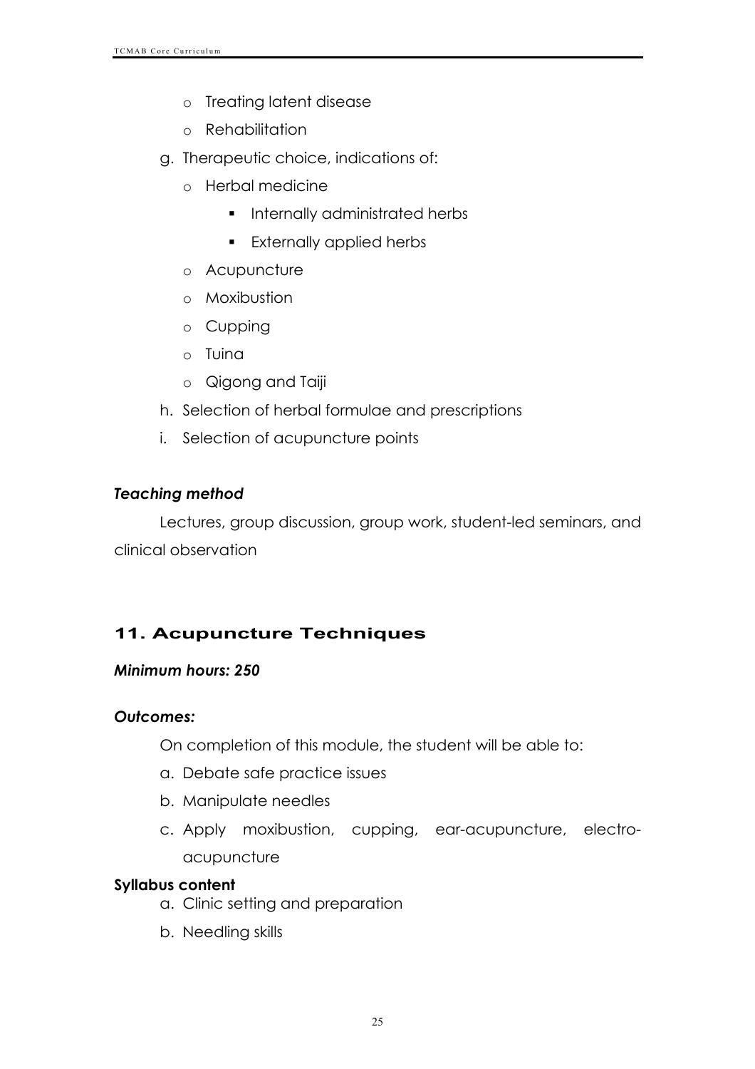- Treating latent disease
  - Rehabilitation

g. Therapeutic choice, indications of:
  - Herbal medicine
    - Internally administrated herbs
    - Externally applied herbs
  - Acupuncture
  - Moxibustion
  - Cupping
  - Tuina
  - Qigong and Taiji

h. Selection of herbal formulae and prescriptions

i. Selection of acupuncture points

### *Teaching method*

Lectures, group discussion, group work, student-led seminars, and clinical observation

## 11. Acupuncture Techniques

### *Minimum hours: 250*

### *Outcomes:*

On completion of this module, the student will be able to:

a. Debate safe practice issues

b. Manipulate needles

c. Apply moxibustion, cupping, ear-acupuncture, electro-acupuncture

**Syllabus content**

a. Clinic setting and preparation

b. Needling skills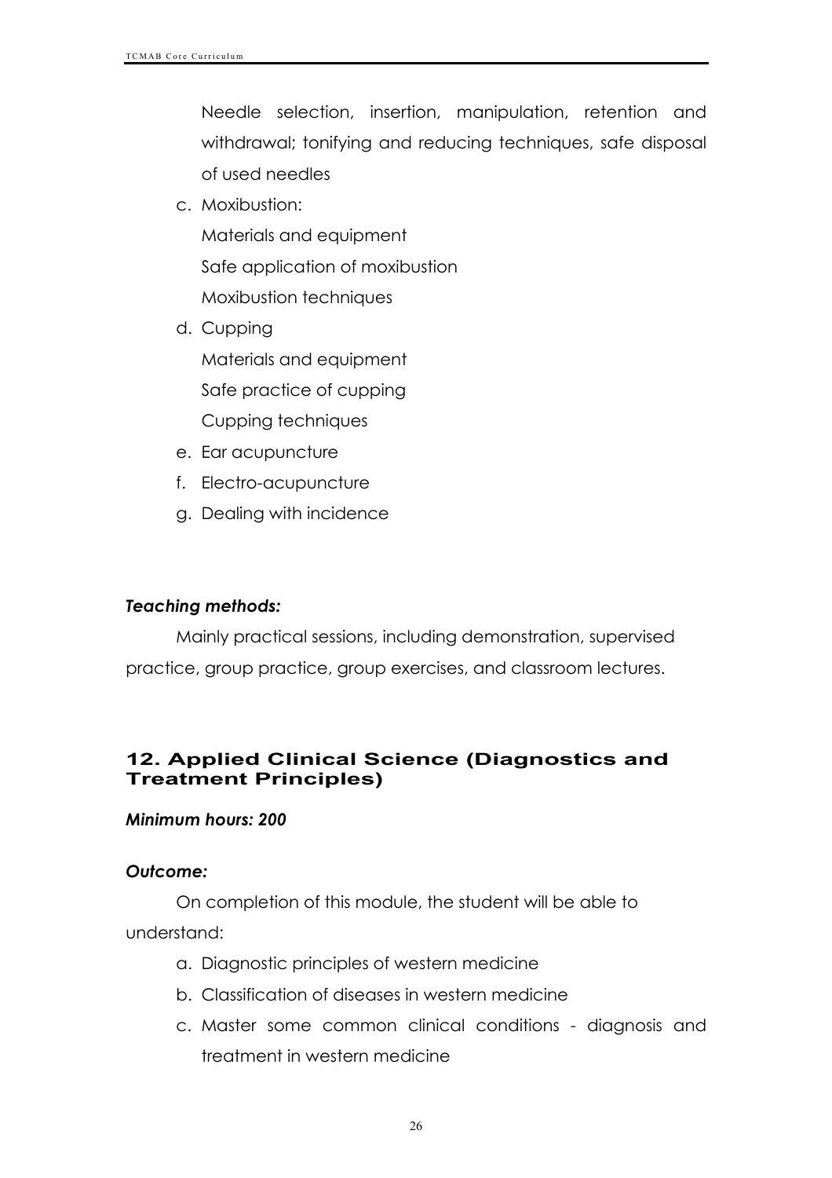Needle selection, insertion, manipulation, retention and withdrawal; tonifying and reducing techniques, safe disposal of used needles

c. Moxibustion:

   Materials and equipment

   Safe application of moxibustion

   Moxibustion techniques

d. Cupping

   Materials and equipment

   Safe practice of cupping

   Cupping techniques

e. Ear acupuncture

f. Electro-acupuncture

g. Dealing with incidence

***Teaching methods:***

Mainly practical sessions, including demonstration, supervised practice, group practice, group exercises, and classroom lectures.

## 12. Applied Clinical Science (Diagnostics and Treatment Principles)

***Minimum hours: 200***

***Outcome:***

On completion of this module, the student will be able to understand:

a. Diagnostic principles of western medicine
b. Classification of diseases in western medicine
c. Master some common clinical conditions - diagnosis and treatment in western medicine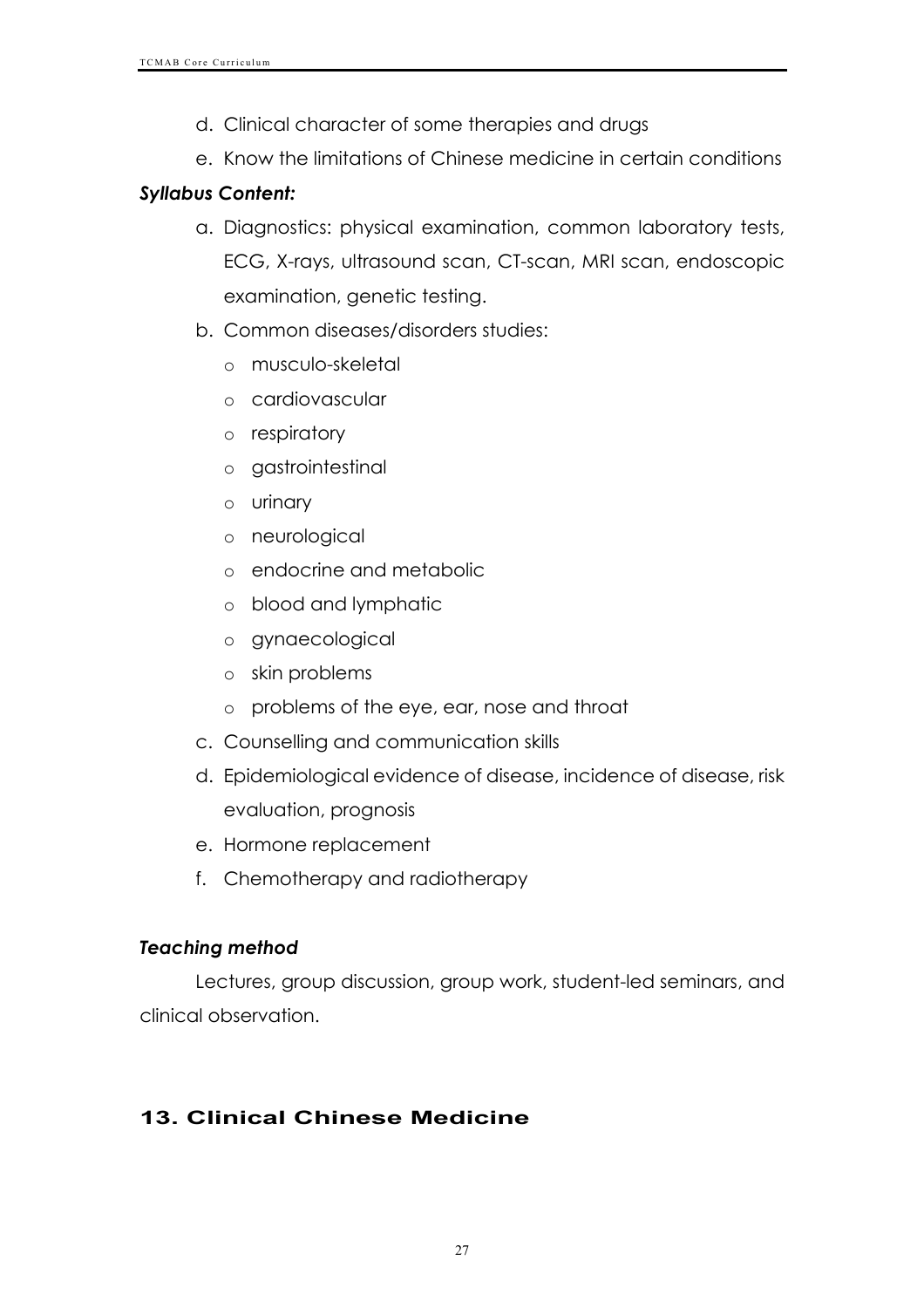d. Clinical character of some therapies and drugs
e. Know the limitations of Chinese medicine in certain conditions

***Syllabus Content:***

a. Diagnostics: physical examination, common laboratory tests, ECG, X-rays, ultrasound scan, CT-scan, MRI scan, endoscopic examination, genetic testing.
b. Common diseases/disorders studies:
   - musculo-skeletal
   - cardiovascular
   - respiratory
   - gastrointestinal
   - urinary
   - neurological
   - endocrine and metabolic
   - blood and lymphatic
   - gynaecological
   - skin problems
   - problems of the eye, ear, nose and throat
c. Counselling and communication skills
d. Epidemiological evidence of disease, incidence of disease, risk evaluation, prognosis
e. Hormone replacement
f. Chemotherapy and radiotherapy

***Teaching method***

Lectures, group discussion, group work, student-led seminars, and clinical observation.

## 13. Clinical Chinese Medicine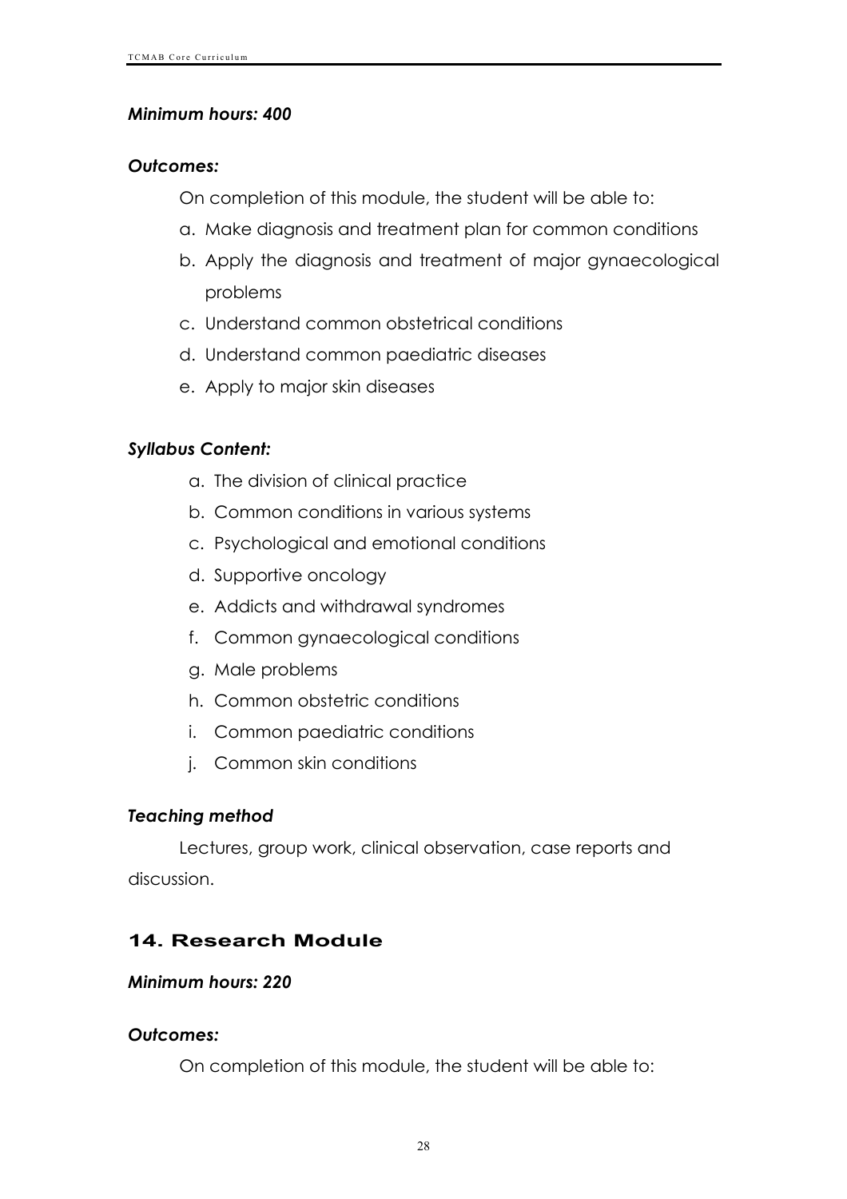***Minimum hours: 400***

***Outcomes:***

On completion of this module, the student will be able to:

a. Make diagnosis and treatment plan for common conditions
b. Apply the diagnosis and treatment of major gynaecological problems
c. Understand common obstetrical conditions
d. Understand common paediatric diseases
e. Apply to major skin diseases

***Syllabus Content:***

a. The division of clinical practice
b. Common conditions in various systems
c. Psychological and emotional conditions
d. Supportive oncology
e. Addicts and withdrawal syndromes
f. Common gynaecological conditions
g. Male problems
h. Common obstetric conditions
i. Common paediatric conditions
j. Common skin conditions

***Teaching method***

Lectures, group work, clinical observation, case reports and discussion.

## 14. Research Module

***Minimum hours: 220***

***Outcomes:***

On completion of this module, the student will be able to: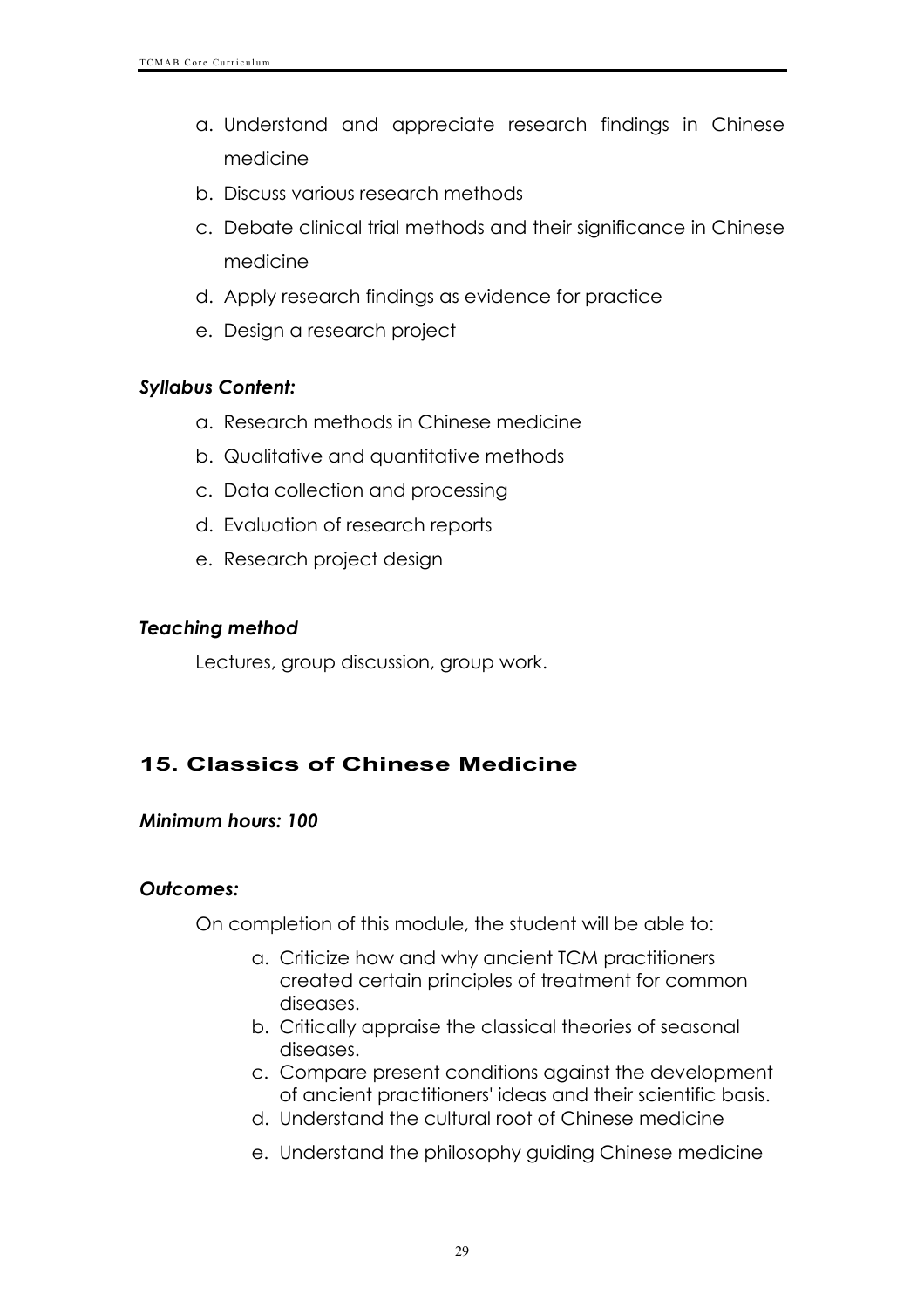a. Understand and appreciate research findings in Chinese medicine
b. Discuss various research methods
c. Debate clinical trial methods and their significance in Chinese medicine
d. Apply research findings as evidence for practice
e. Design a research project

***Syllabus Content:***

a. Research methods in Chinese medicine
b. Qualitative and quantitative methods
c. Data collection and processing
d. Evaluation of research reports
e. Research project design

***Teaching method***

Lectures, group discussion, group work.

## 15. Classics of Chinese Medicine

***Minimum hours: 100***

***Outcomes:***

On completion of this module, the student will be able to:

a. Criticize how and why ancient TCM practitioners created certain principles of treatment for common diseases.
b. Critically appraise the classical theories of seasonal diseases.
c. Compare present conditions against the development of ancient practitioners' ideas and their scientific basis.
d. Understand the cultural root of Chinese medicine
e. Understand the philosophy guiding Chinese medicine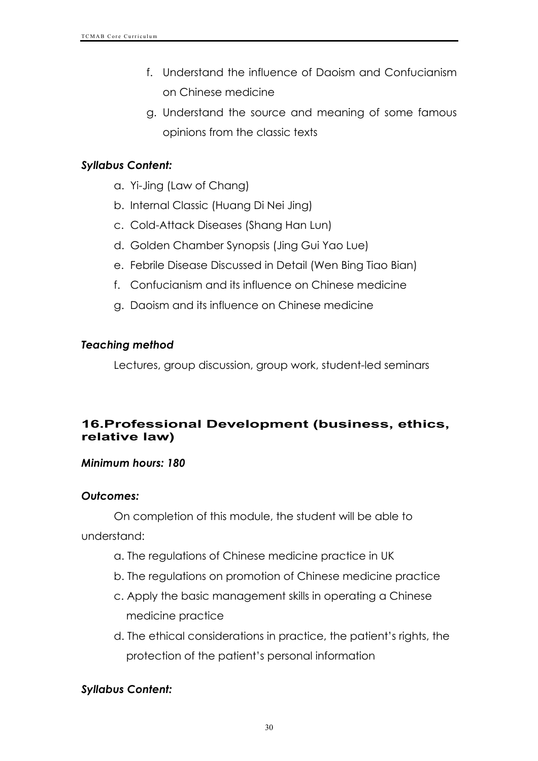f. Understand the influence of Daoism and Confucianism on Chinese medicine

g. Understand the source and meaning of some famous opinions from the classic texts

***Syllabus Content:***

a. Yi-Jing (Law of Chang)
b. Internal Classic (Huang Di Nei Jing)
c. Cold-Attack Diseases (Shang Han Lun)
d. Golden Chamber Synopsis (Jing Gui Yao Lue)
e. Febrile Disease Discussed in Detail (Wen Bing Tiao Bian)
f. Confucianism and its influence on Chinese medicine
g. Daoism and its influence on Chinese medicine

***Teaching method***

Lectures, group discussion, group work, student-led seminars

## 16. Professional Development (business, ethics, relative law)

***Minimum hours: 180***

***Outcomes:***

On completion of this module, the student will be able to understand:

a. The regulations of Chinese medicine practice in UK
b. The regulations on promotion of Chinese medicine practice
c. Apply the basic management skills in operating a Chinese medicine practice
d. The ethical considerations in practice, the patient's rights, the protection of the patient's personal information

***Syllabus Content:***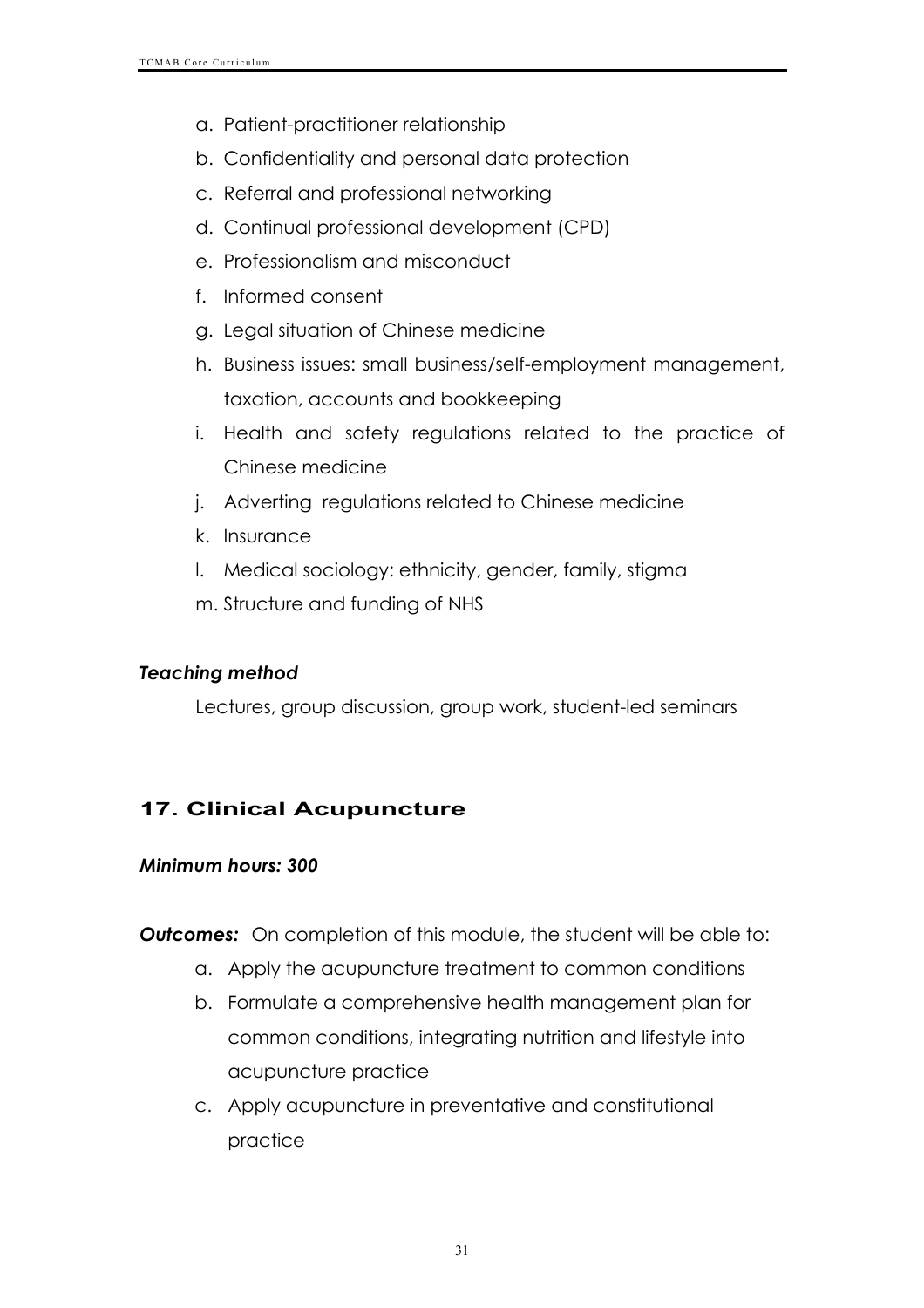a. Patient-practitioner relationship
b. Confidentiality and personal data protection
c. Referral and professional networking
d. Continual professional development (CPD)
e. Professionalism and misconduct
f. Informed consent
g. Legal situation of Chinese medicine
h. Business issues: small business/self-employment management, taxation, accounts and bookkeeping
i. Health and safety regulations related to the practice of Chinese medicine
j. Adverting regulations related to Chinese medicine
k. Insurance
l. Medical sociology: ethnicity, gender, family, stigma
m. Structure and funding of NHS

***Teaching method***

Lectures, group discussion, group work, student-led seminars

## 17. Clinical Acupuncture

***Minimum hours: 300***

***Outcomes:*** On completion of this module, the student will be able to:

a. Apply the acupuncture treatment to common conditions
b. Formulate a comprehensive health management plan for common conditions, integrating nutrition and lifestyle into acupuncture practice
c. Apply acupuncture in preventative and constitutional practice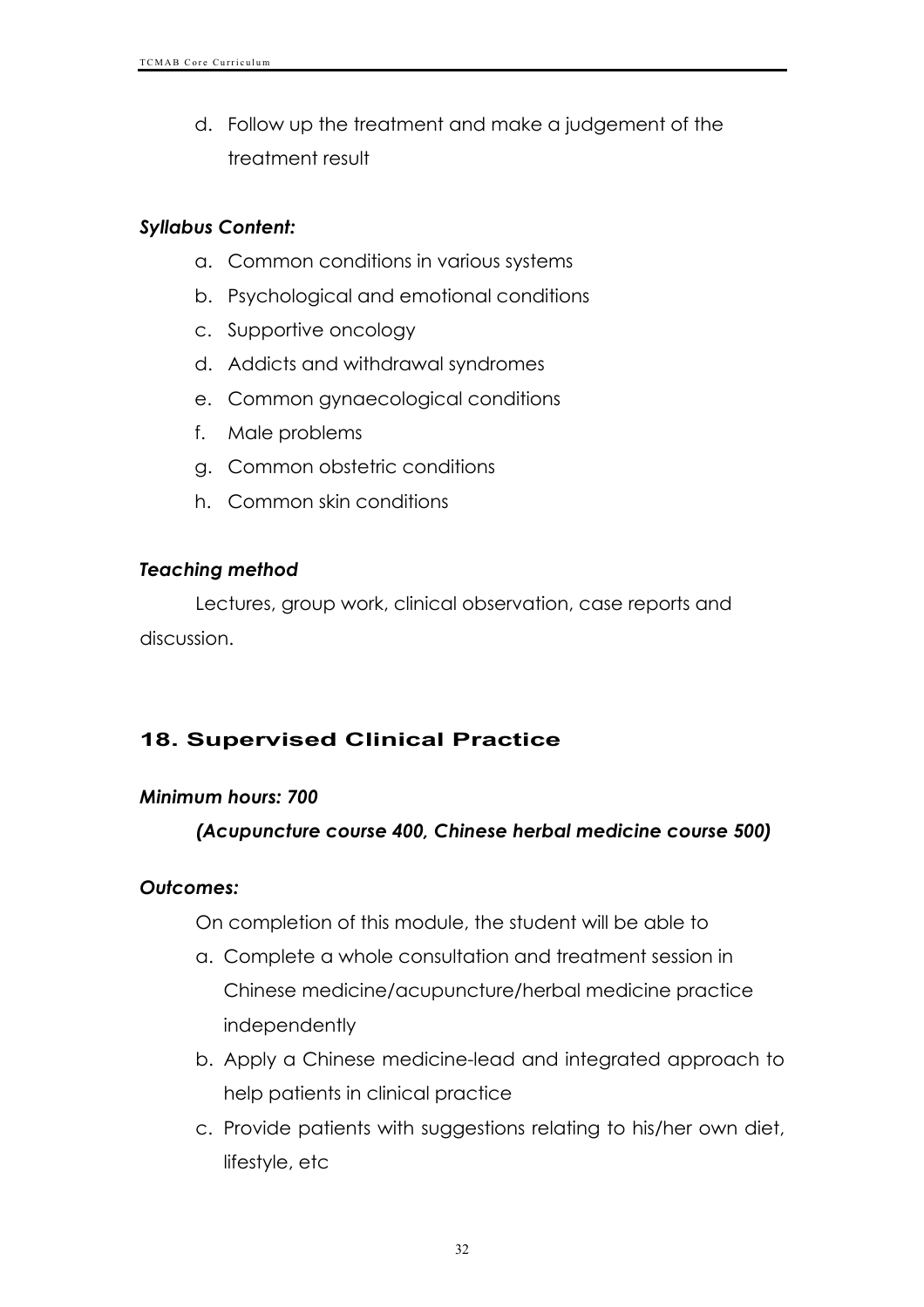d. Follow up the treatment and make a judgement of the treatment result

***Syllabus Content:***

a. Common conditions in various systems
b. Psychological and emotional conditions
c. Supportive oncology
d. Addicts and withdrawal syndromes
e. Common gynaecological conditions
f. Male problems
g. Common obstetric conditions
h. Common skin conditions

***Teaching method***

Lectures, group work, clinical observation, case reports and discussion.

## 18. Supervised Clinical Practice

***Minimum hours: 700***

***(Acupuncture course 400, Chinese herbal medicine course 500)***

***Outcomes:***

On completion of this module, the student will be able to

a. Complete a whole consultation and treatment session in Chinese medicine/acupuncture/herbal medicine practice independently
b. Apply a Chinese medicine-lead and integrated approach to help patients in clinical practice
c. Provide patients with suggestions relating to his/her own diet, lifestyle, etc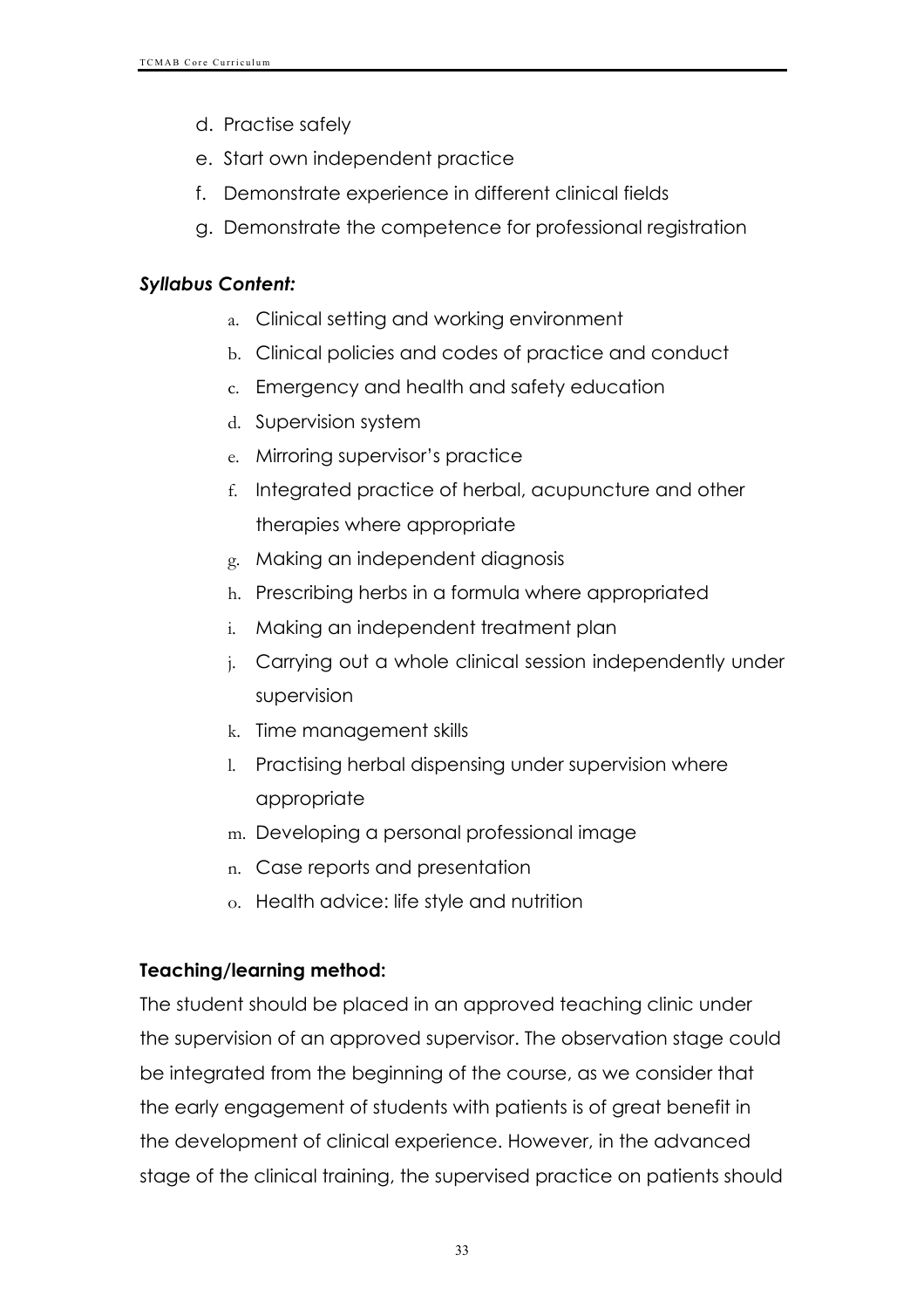d. Practise safely
e. Start own independent practice
f. Demonstrate experience in different clinical fields
g. Demonstrate the competence for professional registration

***Syllabus Content:***

a. Clinical setting and working environment
b. Clinical policies and codes of practice and conduct
c. Emergency and health and safety education
d. Supervision system
e. Mirroring supervisor's practice
f. Integrated practice of herbal, acupuncture and other therapies where appropriate
g. Making an independent diagnosis
h. Prescribing herbs in a formula where appropriated
i. Making an independent treatment plan
j. Carrying out a whole clinical session independently under supervision
k. Time management skills
l. Practising herbal dispensing under supervision where appropriate
m. Developing a personal professional image
n. Case reports and presentation
o. Health advice: life style and nutrition

**Teaching/learning method:**

The student should be placed in an approved teaching clinic under the supervision of an approved supervisor. The observation stage could be integrated from the beginning of the course, as we consider that the early engagement of students with patients is of great benefit in the development of clinical experience. However, in the advanced stage of the clinical training, the supervised practice on patients should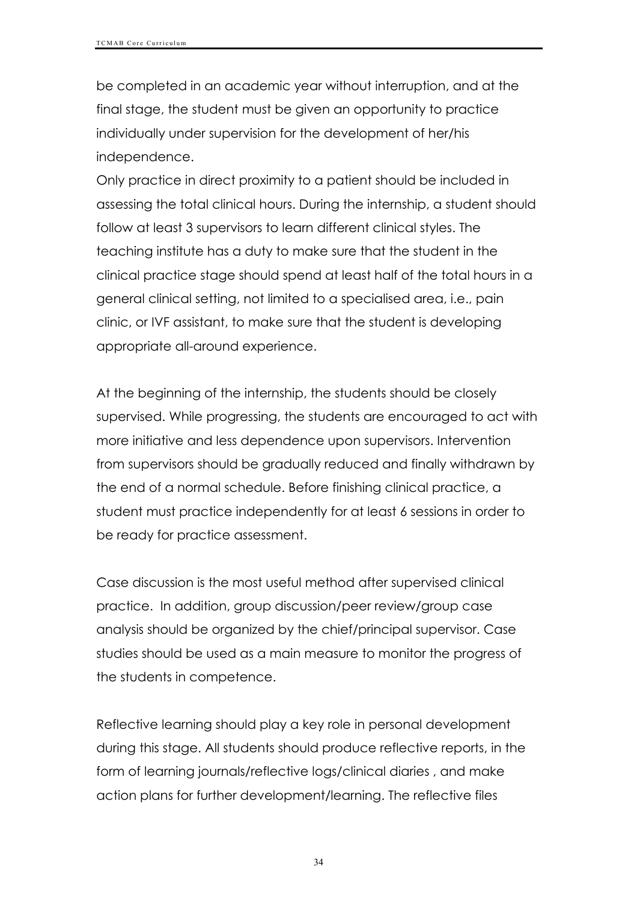be completed in an academic year without interruption, and at the final stage, the student must be given an opportunity to practice individually under supervision for the development of her/his independence.
Only practice in direct proximity to a patient should be included in assessing the total clinical hours. During the internship, a student should follow at least 3 supervisors to learn different clinical styles. The teaching institute has a duty to make sure that the student in the clinical practice stage should spend at least half of the total hours in a general clinical setting, not limited to a specialised area, i.e., pain clinic, or IVF assistant, to make sure that the student is developing appropriate all-around experience.

At the beginning of the internship, the students should be closely supervised. While progressing, the students are encouraged to act with more initiative and less dependence upon supervisors. Intervention from supervisors should be gradually reduced and finally withdrawn by the end of a normal schedule. Before finishing clinical practice, a student must practice independently for at least 6 sessions in order to be ready for practice assessment.

Case discussion is the most useful method after supervised clinical practice. In addition, group discussion/peer review/group case analysis should be organized by the chief/principal supervisor. Case studies should be used as a main measure to monitor the progress of the students in competence.

Reflective learning should play a key role in personal development during this stage. All students should produce reflective reports, in the form of learning journals/reflective logs/clinical diaries , and make action plans for further development/learning. The reflective files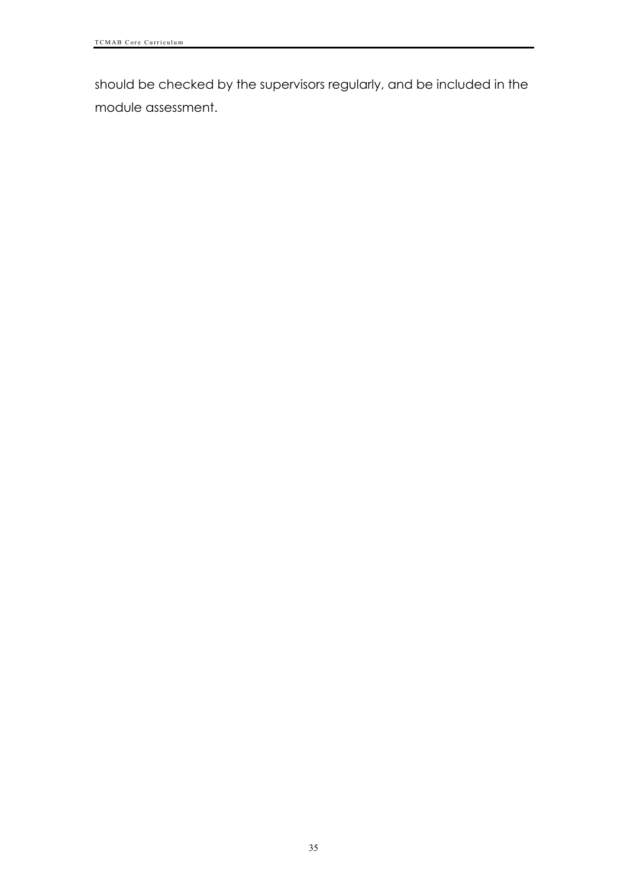should be checked by the supervisors regularly, and be included in the module assessment.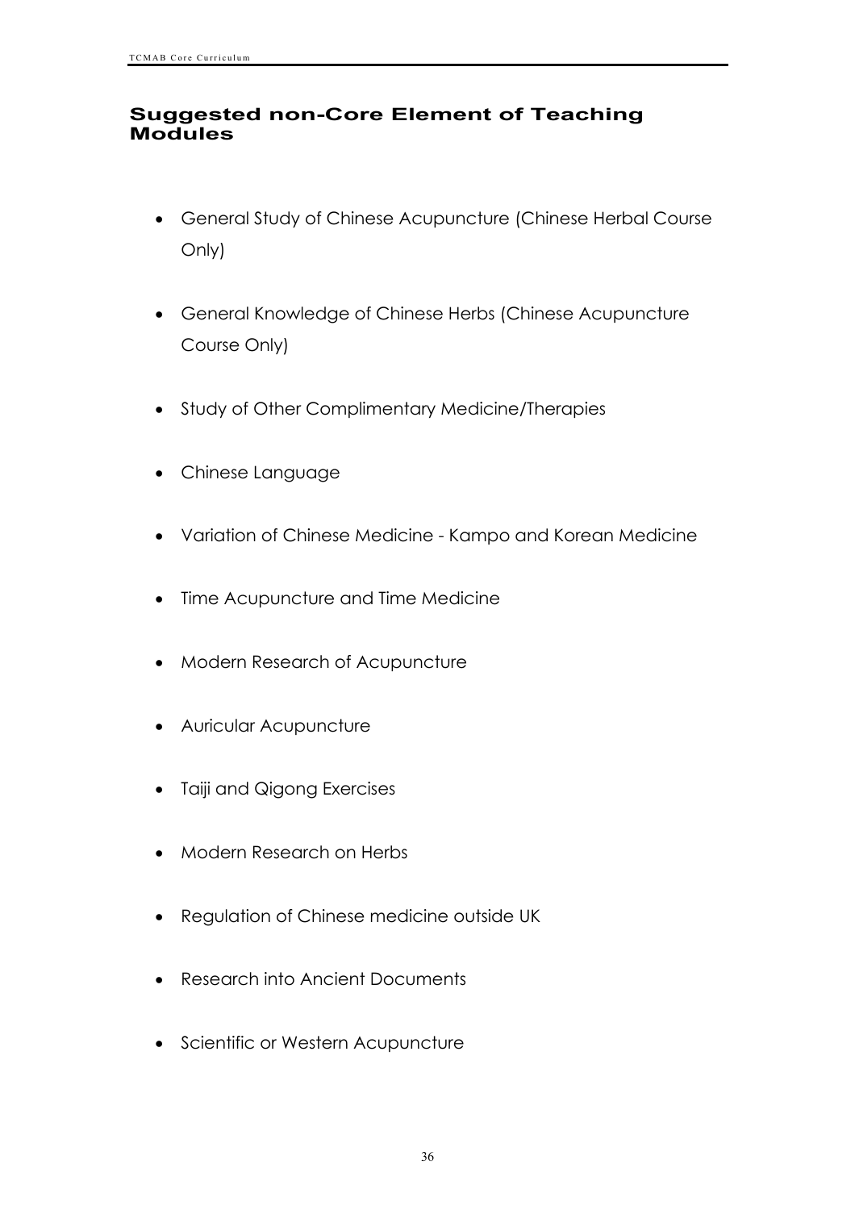## Suggested non-Core Element of Teaching Modules

- General Study of Chinese Acupuncture (Chinese Herbal Course Only)
- General Knowledge of Chinese Herbs (Chinese Acupuncture Course Only)
- Study of Other Complimentary Medicine/Therapies
- Chinese Language
- Variation of Chinese Medicine - Kampo and Korean Medicine
- Time Acupuncture and Time Medicine
- Modern Research of Acupuncture
- Auricular Acupuncture
- Taiji and Qigong Exercises
- Modern Research on Herbs
- Regulation of Chinese medicine outside UK
- Research into Ancient Documents
- Scientific or Western Acupuncture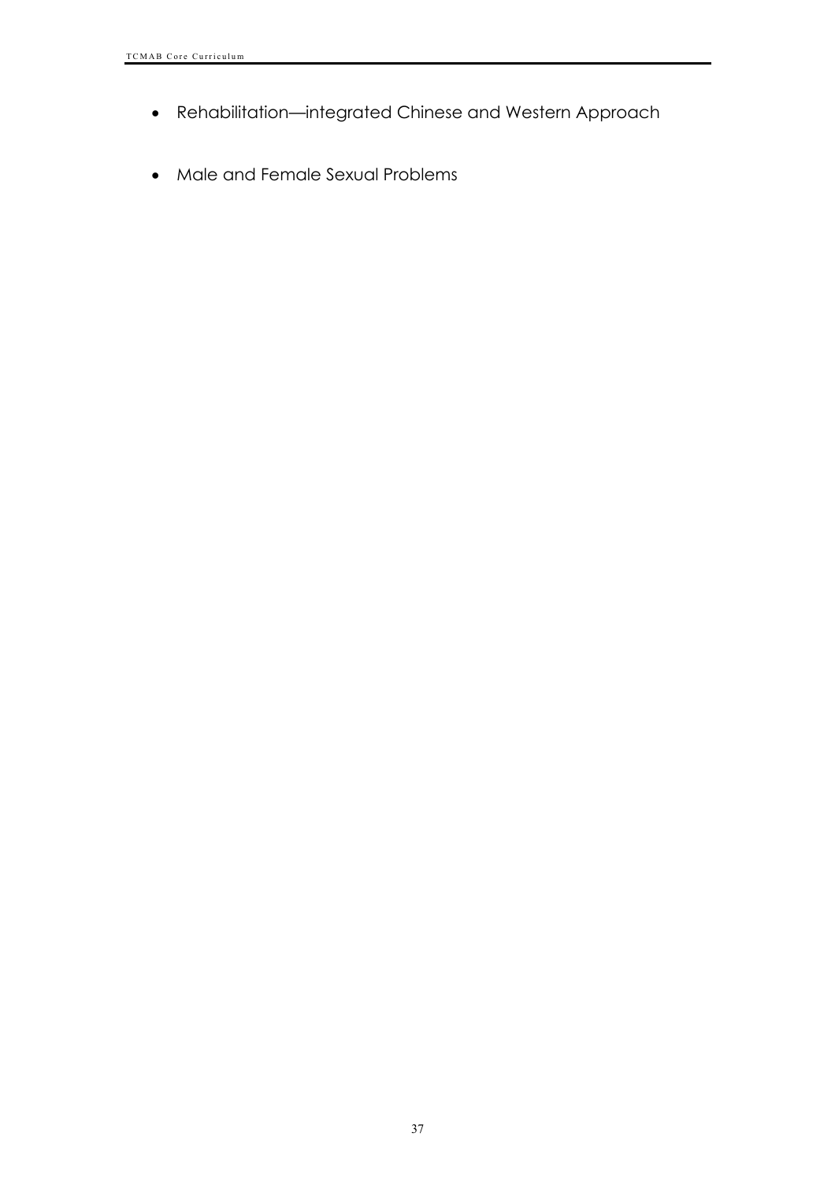- Rehabilitation—integrated Chinese and Western Approach

- Male and Female Sexual Problems